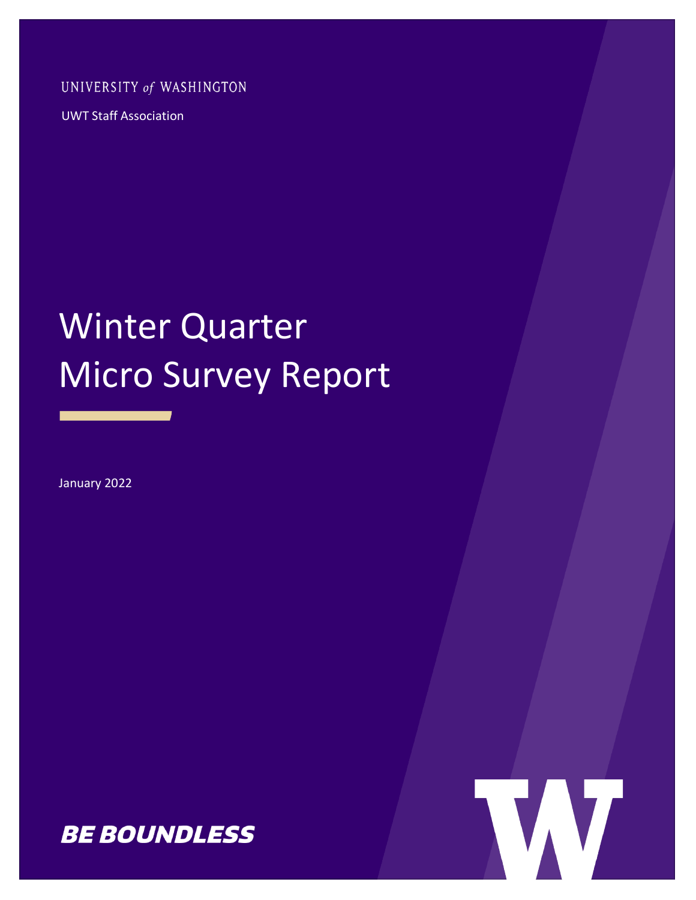UNIVERSITY of WASHINGTON

UWT Staff Association

# Winter Quarter Micro Survey Report

January 2022

BE BOUNDLESS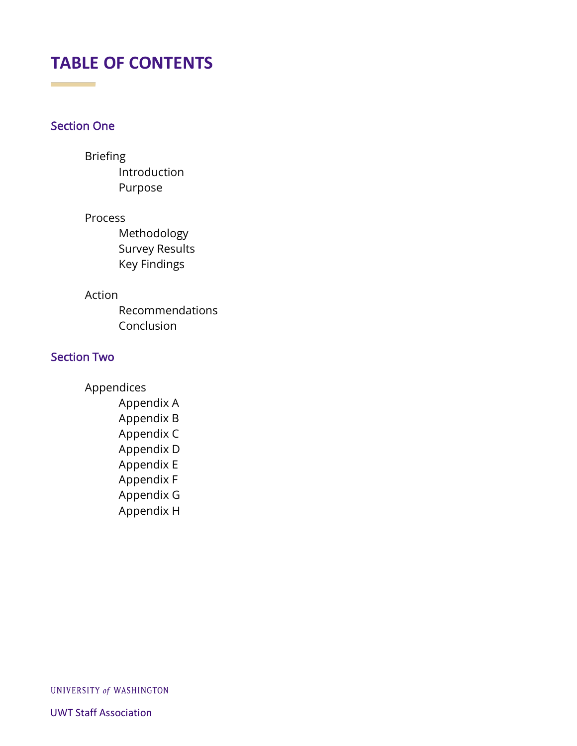# TABLE OF CONTENTS

## Section One

- Briefing
  - Introduction
  - Purpose

- Process
  - Methodology
  - Survey Results
  - Key Findings

- Action
  - Recommendations
  - Conclusion

## Section Two

- Appendices
  - Appendix A
  - Appendix B
  - Appendix C
  - Appendix D
  - Appendix E
  - Appendix F
  - Appendix G
  - Appendix H

UNIVERSITY *of* WASHINGTON

UWT Staff Association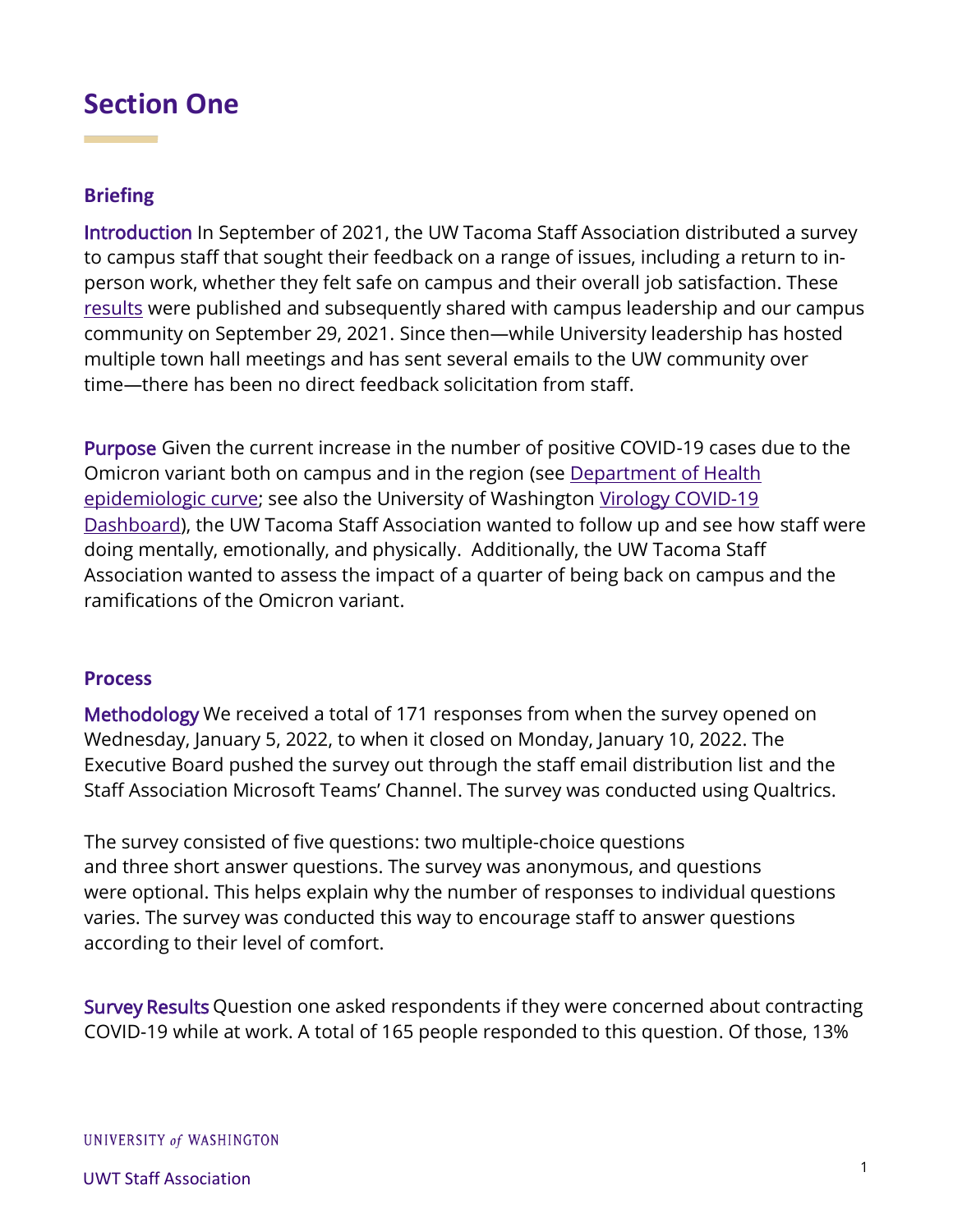# Section One

## Briefing

**Introduction** In September of 2021, the UW Tacoma Staff Association distributed a survey to campus staff that sought their feedback on a range of issues, including a return to in-person work, whether they felt safe on campus and their overall job satisfaction. These results were published and subsequently shared with campus leadership and our campus community on September 29, 2021. Since then—while University leadership has hosted multiple town hall meetings and has sent several emails to the UW community over time—there has been no direct feedback solicitation from staff.

**Purpose** Given the current increase in the number of positive COVID-19 cases due to the Omicron variant both on campus and in the region (see Department of Health epidemiologic curve; see also the University of Washington Virology COVID-19 Dashboard), the UW Tacoma Staff Association wanted to follow up and see how staff were doing mentally, emotionally, and physically. Additionally, the UW Tacoma Staff Association wanted to assess the impact of a quarter of being back on campus and the ramifications of the Omicron variant.

## Process

**Methodology** We received a total of 171 responses from when the survey opened on Wednesday, January 5, 2022, to when it closed on Monday, January 10, 2022. The Executive Board pushed the survey out through the staff email distribution list and the Staff Association Microsoft Teams' Channel. The survey was conducted using Qualtrics.

The survey consisted of five questions: two multiple-choice questions and three short answer questions. The survey was anonymous, and questions were optional. This helps explain why the number of responses to individual questions varies. The survey was conducted this way to encourage staff to answer questions according to their level of comfort.

**Survey Results** Question one asked respondents if they were concerned about contracting COVID-19 while at work. A total of 165 people responded to this question. Of those, 13%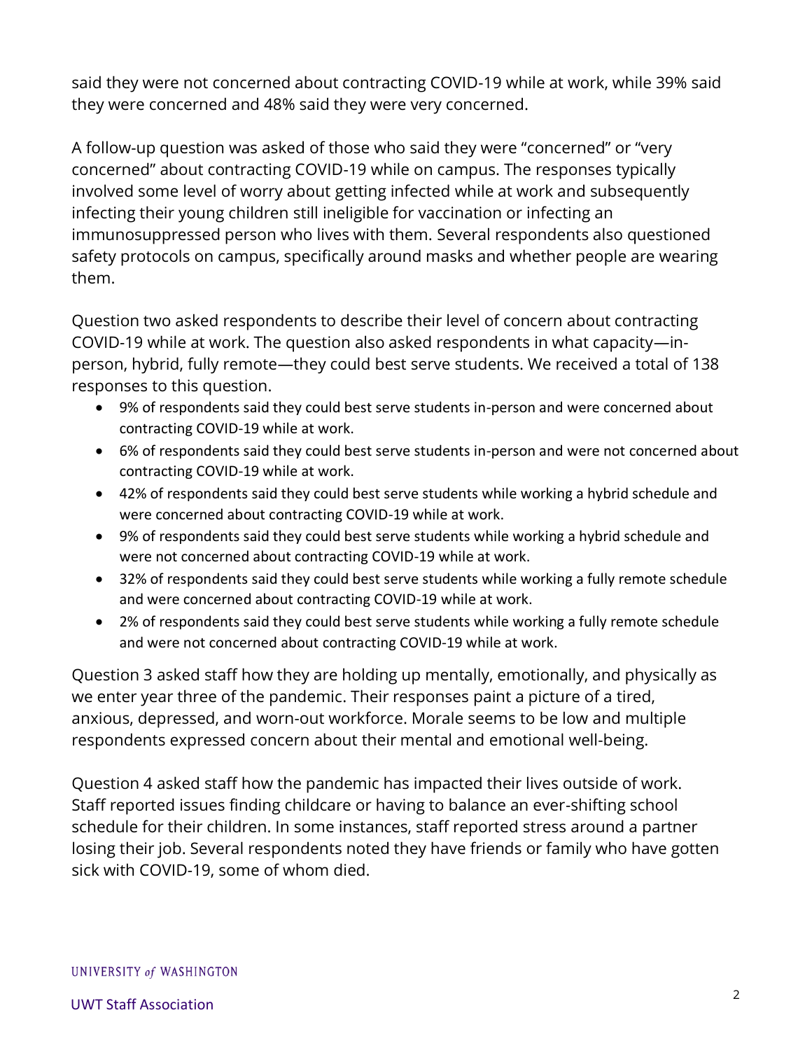said they were not concerned about contracting COVID-19 while at work, while 39% said they were concerned and 48% said they were very concerned.

A follow-up question was asked of those who said they were "concerned" or "very concerned" about contracting COVID-19 while on campus. The responses typically involved some level of worry about getting infected while at work and subsequently infecting their young children still ineligible for vaccination or infecting an immunosuppressed person who lives with them. Several respondents also questioned safety protocols on campus, specifically around masks and whether people are wearing them.

Question two asked respondents to describe their level of concern about contracting COVID-19 while at work. The question also asked respondents in what capacity—in-person, hybrid, fully remote—they could best serve students. We received a total of 138 responses to this question.

- 9% of respondents said they could best serve students in-person and were concerned about contracting COVID-19 while at work.
- 6% of respondents said they could best serve students in-person and were not concerned about contracting COVID-19 while at work.
- 42% of respondents said they could best serve students while working a hybrid schedule and were concerned about contracting COVID-19 while at work.
- 9% of respondents said they could best serve students while working a hybrid schedule and were not concerned about contracting COVID-19 while at work.
- 32% of respondents said they could best serve students while working a fully remote schedule and were concerned about contracting COVID-19 while at work.
- 2% of respondents said they could best serve students while working a fully remote schedule and were not concerned about contracting COVID-19 while at work.

Question 3 asked staff how they are holding up mentally, emotionally, and physically as we enter year three of the pandemic. Their responses paint a picture of a tired, anxious, depressed, and worn-out workforce. Morale seems to be low and multiple respondents expressed concern about their mental and emotional well-being.

Question 4 asked staff how the pandemic has impacted their lives outside of work. Staff reported issues finding childcare or having to balance an ever-shifting school schedule for their children. In some instances, staff reported stress around a partner losing their job. Several respondents noted they have friends or family who have gotten sick with COVID-19, some of whom died.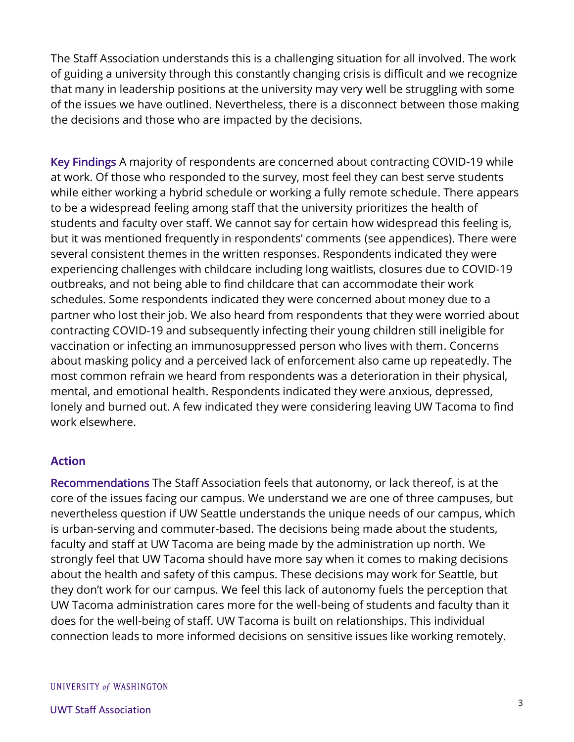The Staff Association understands this is a challenging situation for all involved. The work of guiding a university through this constantly changing crisis is difficult and we recognize that many in leadership positions at the university may very well be struggling with some of the issues we have outlined. Nevertheless, there is a disconnect between those making the decisions and those who are impacted by the decisions.

**Key Findings** A majority of respondents are concerned about contracting COVID-19 while at work. Of those who responded to the survey, most feel they can best serve students while either working a hybrid schedule or working a fully remote schedule. There appears to be a widespread feeling among staff that the university prioritizes the health of students and faculty over staff. We cannot say for certain how widespread this feeling is, but it was mentioned frequently in respondents' comments (see appendices). There were several consistent themes in the written responses. Respondents indicated they were experiencing challenges with childcare including long waitlists, closures due to COVID-19 outbreaks, and not being able to find childcare that can accommodate their work schedules. Some respondents indicated they were concerned about money due to a partner who lost their job. We also heard from respondents that they were worried about contracting COVID-19 and subsequently infecting their young children still ineligible for vaccination or infecting an immunosuppressed person who lives with them. Concerns about masking policy and a perceived lack of enforcement also came up repeatedly. The most common refrain we heard from respondents was a deterioration in their physical, mental, and emotional health. Respondents indicated they were anxious, depressed, lonely and burned out. A few indicated they were considering leaving UW Tacoma to find work elsewhere.

## Action

**Recommendations** The Staff Association feels that autonomy, or lack thereof, is at the core of the issues facing our campus. We understand we are one of three campuses, but nevertheless question if UW Seattle understands the unique needs of our campus, which is urban-serving and commuter-based. The decisions being made about the students, faculty and staff at UW Tacoma are being made by the administration up north. We strongly feel that UW Tacoma should have more say when it comes to making decisions about the health and safety of this campus. These decisions may work for Seattle, but they don't work for our campus. We feel this lack of autonomy fuels the perception that UW Tacoma administration cares more for the well-being of students and faculty than it does for the well-being of staff. UW Tacoma is built on relationships. This individual connection leads to more informed decisions on sensitive issues like working remotely.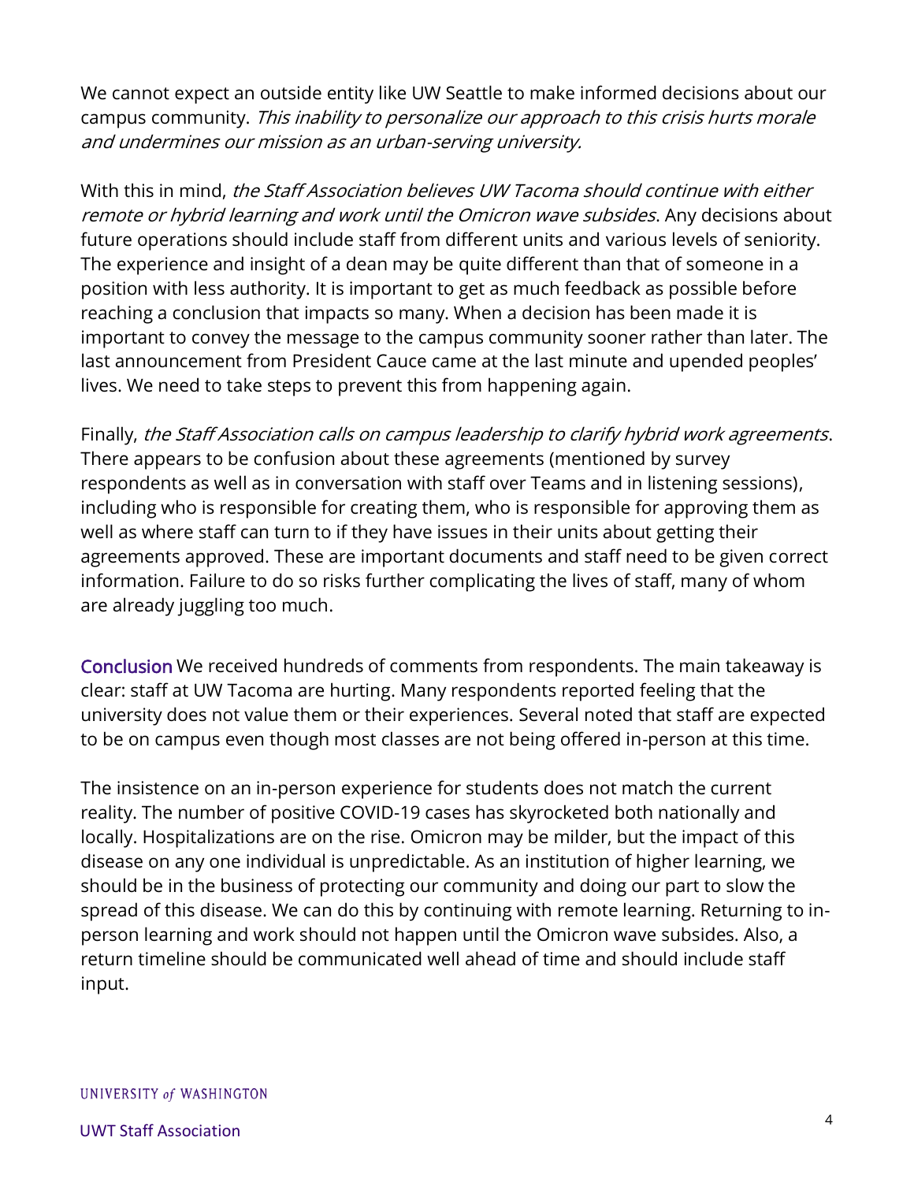We cannot expect an outside entity like UW Seattle to make informed decisions about our campus community. *This inability to personalize our approach to this crisis hurts morale and undermines our mission as an urban-serving university.*

With this in mind, *the Staff Association believes UW Tacoma should continue with either remote or hybrid learning and work until the Omicron wave subsides*. Any decisions about future operations should include staff from different units and various levels of seniority. The experience and insight of a dean may be quite different than that of someone in a position with less authority. It is important to get as much feedback as possible before reaching a conclusion that impacts so many. When a decision has been made it is important to convey the message to the campus community sooner rather than later. The last announcement from President Cauce came at the last minute and upended peoples' lives. We need to take steps to prevent this from happening again.

Finally, *the Staff Association calls on campus leadership to clarify hybrid work agreements*. There appears to be confusion about these agreements (mentioned by survey respondents as well as in conversation with staff over Teams and in listening sessions), including who is responsible for creating them, who is responsible for approving them as well as where staff can turn to if they have issues in their units about getting their agreements approved. These are important documents and staff need to be given correct information. Failure to do so risks further complicating the lives of staff, many of whom are already juggling too much.

## Conclusion

We received hundreds of comments from respondents. The main takeaway is clear: staff at UW Tacoma are hurting. Many respondents reported feeling that the university does not value them or their experiences. Several noted that staff are expected to be on campus even though most classes are not being offered in-person at this time.

The insistence on an in-person experience for students does not match the current reality. The number of positive COVID-19 cases has skyrocketed both nationally and locally. Hospitalizations are on the rise. Omicron may be milder, but the impact of this disease on any one individual is unpredictable. As an institution of higher learning, we should be in the business of protecting our community and doing our part to slow the spread of this disease. We can do this by continuing with remote learning. Returning to in-person learning and work should not happen until the Omicron wave subsides. Also, a return timeline should be communicated well ahead of time and should include staff input.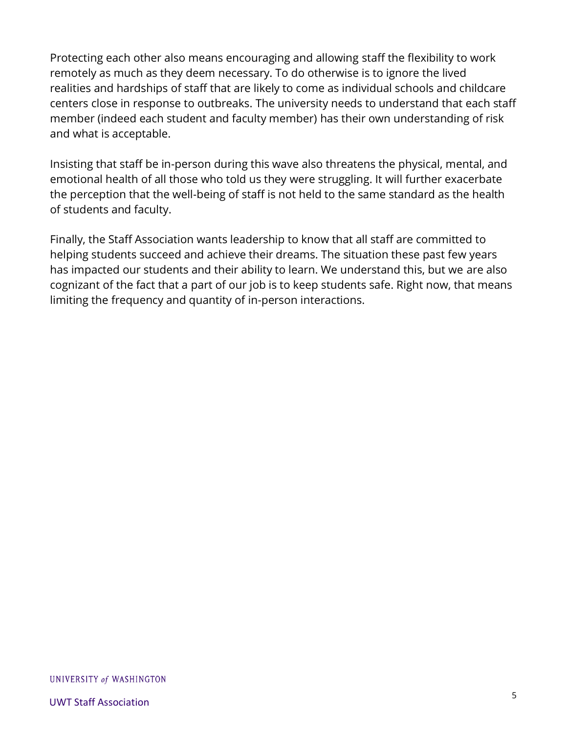Protecting each other also means encouraging and allowing staff the flexibility to work remotely as much as they deem necessary. To do otherwise is to ignore the lived realities and hardships of staff that are likely to come as individual schools and childcare centers close in response to outbreaks. The university needs to understand that each staff member (indeed each student and faculty member) has their own understanding of risk and what is acceptable.

Insisting that staff be in-person during this wave also threatens the physical, mental, and emotional health of all those who told us they were struggling. It will further exacerbate the perception that the well-being of staff is not held to the same standard as the health of students and faculty.

Finally, the Staff Association wants leadership to know that all staff are committed to helping students succeed and achieve their dreams. The situation these past few years has impacted our students and their ability to learn. We understand this, but we are also cognizant of the fact that a part of our job is to keep students safe. Right now, that means limiting the frequency and quantity of in-person interactions.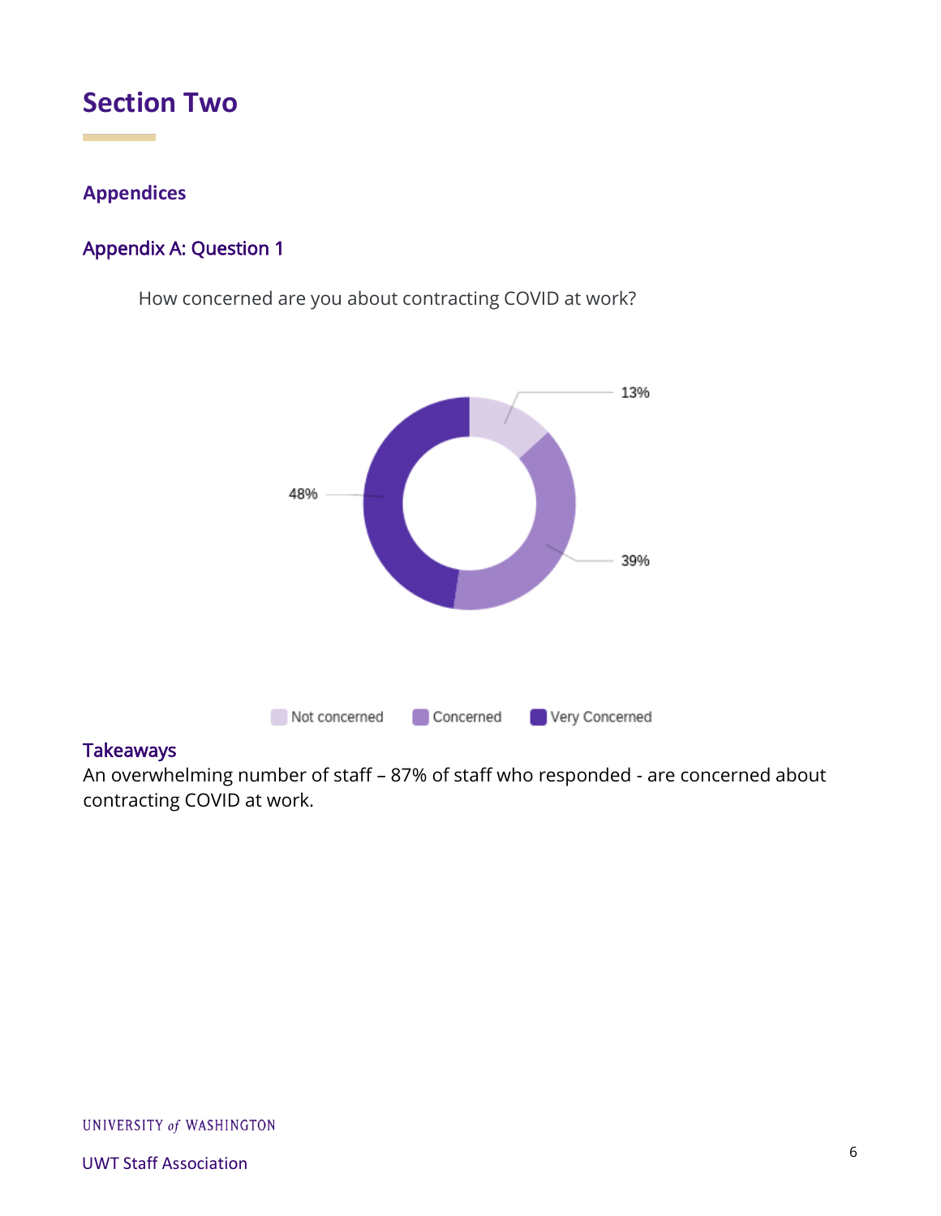# Section Two

## Appendices

### Appendix A: Question 1

How concerned are you about contracting COVID at work?

13%

48%

39%

Not concerned | Concerned | Very Concerned

### Takeaways

An overwhelming number of staff – 87% of staff who responded - are concerned about contracting COVID at work.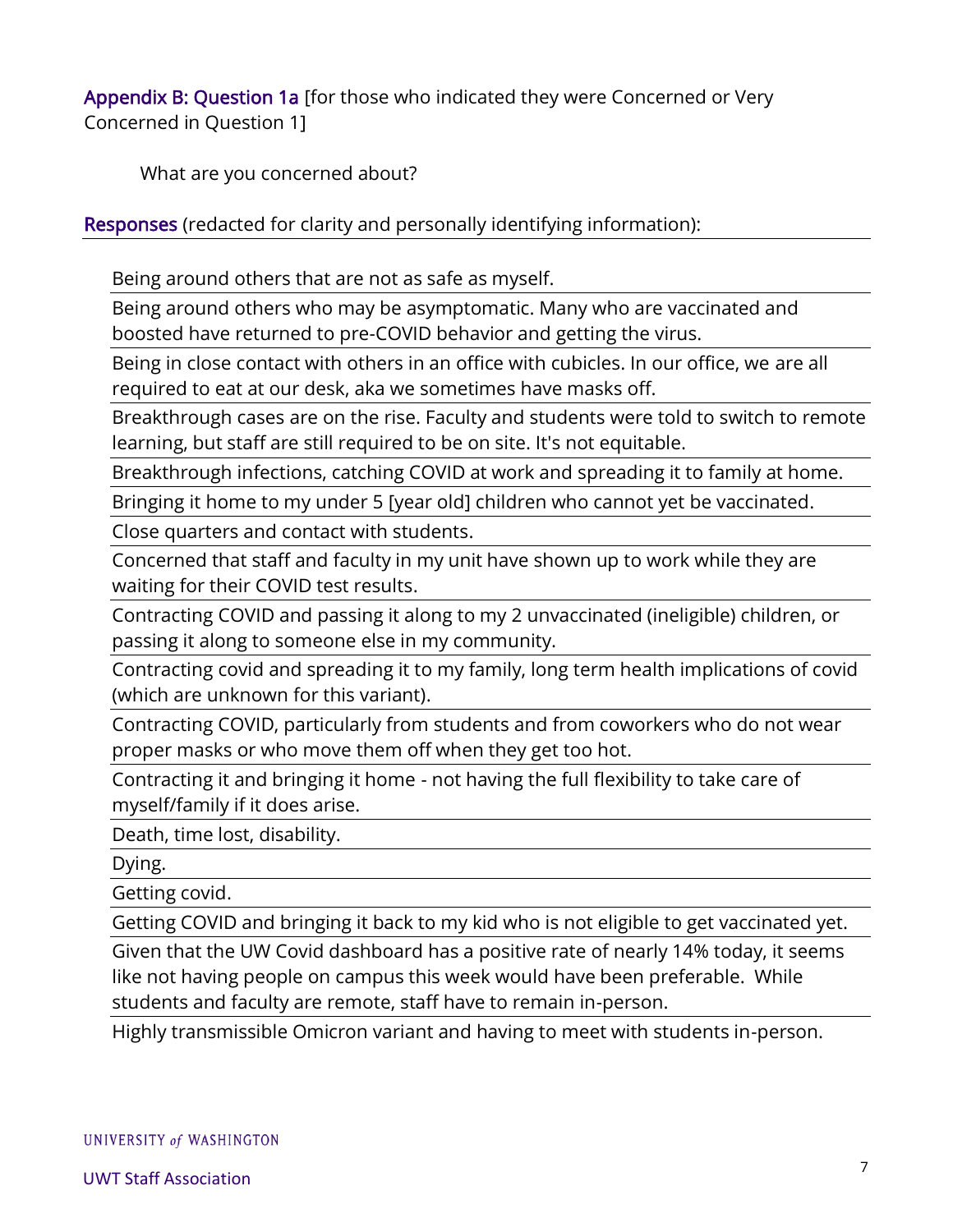**Appendix B: Question 1a** [for those who indicated they were Concerned or Very Concerned in Question 1]

What are you concerned about?

**Responses** (redacted for clarity and personally identifying information):

| |
|---|
| Being around others that are not as safe as myself. |
| Being around others who may be asymptomatic. Many who are vaccinated and boosted have returned to pre-COVID behavior and getting the virus. |
| Being in close contact with others in an office with cubicles. In our office, we are all required to eat at our desk, aka we sometimes have masks off. |
| Breakthrough cases are on the rise. Faculty and students were told to switch to remote learning, but staff are still required to be on site. It's not equitable. |
| Breakthrough infections, catching COVID at work and spreading it to family at home. |
| Bringing it home to my under 5 [year old] children who cannot yet be vaccinated. |
| Close quarters and contact with students. |
| Concerned that staff and faculty in my unit have shown up to work while they are waiting for their COVID test results. |
| Contracting COVID and passing it along to my 2 unvaccinated (ineligible) children, or passing it along to someone else in my community. |
| Contracting covid and spreading it to my family, long term health implications of covid (which are unknown for this variant). |
| Contracting COVID, particularly from students and from coworkers who do not wear proper masks or who move them off when they get too hot. |
| Contracting it and bringing it home - not having the full flexibility to take care of myself/family if it does arise. |
| Death, time lost, disability. |
| Dying. |
| Getting covid. |
| Getting COVID and bringing it back to my kid who is not eligible to get vaccinated yet. |
| Given that the UW Covid dashboard has a positive rate of nearly 14% today, it seems like not having people on campus this week would have been preferable. While students and faculty are remote, staff have to remain in-person. |
| Highly transmissible Omicron variant and having to meet with students in-person. |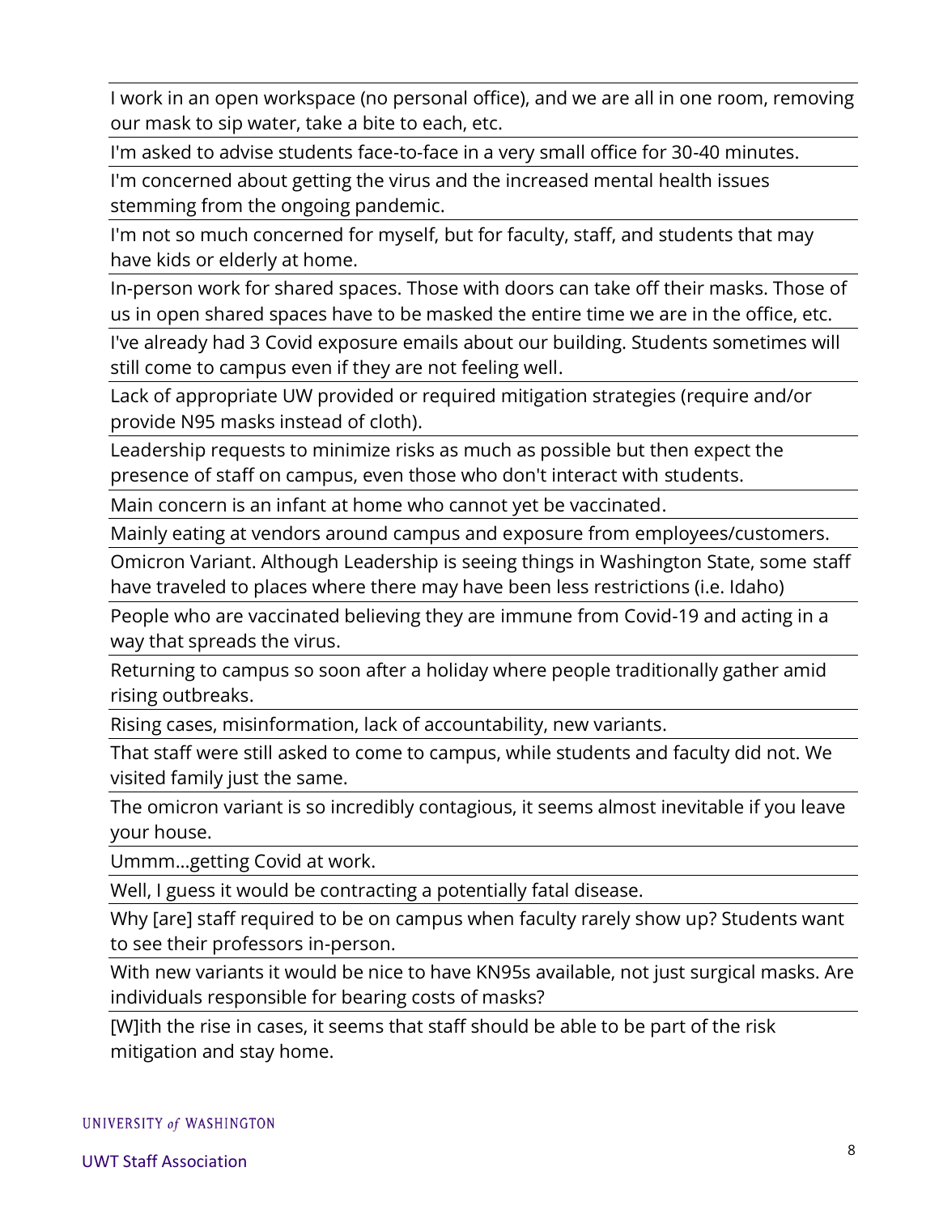| |
|---|
| I work in an open workspace (no personal office), and we are all in one room, removing our mask to sip water, take a bite to each, etc. |
| I'm asked to advise students face-to-face in a very small office for 30-40 minutes. |
| I'm concerned about getting the virus and the increased mental health issues stemming from the ongoing pandemic. |
| I'm not so much concerned for myself, but for faculty, staff, and students that may have kids or elderly at home. |
| In-person work for shared spaces. Those with doors can take off their masks. Those of us in open shared spaces have to be masked the entire time we are in the office, etc. |
| I've already had 3 Covid exposure emails about our building. Students sometimes will still come to campus even if they are not feeling well. |
| Lack of appropriate UW provided or required mitigation strategies (require and/or provide N95 masks instead of cloth). |
| Leadership requests to minimize risks as much as possible but then expect the presence of staff on campus, even those who don't interact with students. |
| Main concern is an infant at home who cannot yet be vaccinated. |
| Mainly eating at vendors around campus and exposure from employees/customers. |
| Omicron Variant. Although Leadership is seeing things in Washington State, some staff have traveled to places where there may have been less restrictions (i.e. Idaho) |
| People who are vaccinated believing they are immune from Covid-19 and acting in a way that spreads the virus. |
| Returning to campus so soon after a holiday where people traditionally gather amid rising outbreaks. |
| Rising cases, misinformation, lack of accountability, new variants. |
| That staff were still asked to come to campus, while students and faculty did not. We visited family just the same. |
| The omicron variant is so incredibly contagious, it seems almost inevitable if you leave your house. |
| Ummm…getting Covid at work. |
| Well, I guess it would be contracting a potentially fatal disease. |
| Why [are] staff required to be on campus when faculty rarely show up? Students want to see their professors in-person. |
| With new variants it would be nice to have KN95s available, not just surgical masks. Are individuals responsible for bearing costs of masks? |
| [W]ith the rise in cases, it seems that staff should be able to be part of the risk mitigation and stay home. |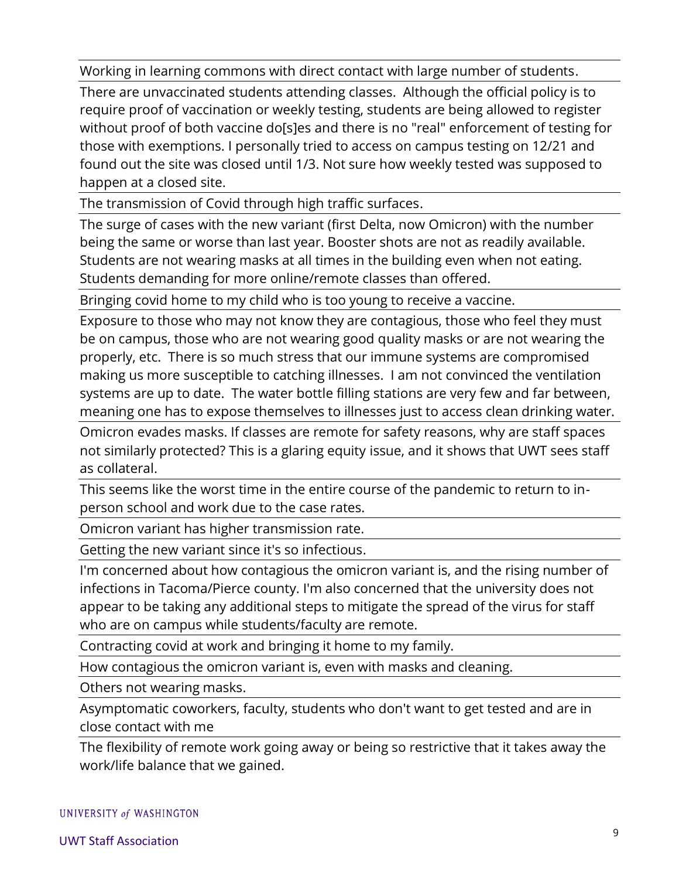Working in learning commons with direct contact with large number of students.

There are unvaccinated students attending classes. Although the official policy is to require proof of vaccination or weekly testing, students are being allowed to register without proof of both vaccine do[s]es and there is no "real" enforcement of testing for those with exemptions. I personally tried to access on campus testing on 12/21 and found out the site was closed until 1/3. Not sure how weekly tested was supposed to happen at a closed site.

The transmission of Covid through high traffic surfaces.

The surge of cases with the new variant (first Delta, now Omicron) with the number being the same or worse than last year. Booster shots are not as readily available. Students are not wearing masks at all times in the building even when not eating. Students demanding for more online/remote classes than offered.

Bringing covid home to my child who is too young to receive a vaccine.

Exposure to those who may not know they are contagious, those who feel they must be on campus, those who are not wearing good quality masks or are not wearing the properly, etc. There is so much stress that our immune systems are compromised making us more susceptible to catching illnesses. I am not convinced the ventilation systems are up to date. The water bottle filling stations are very few and far between, meaning one has to expose themselves to illnesses just to access clean drinking water.

Omicron evades masks. If classes are remote for safety reasons, why are staff spaces not similarly protected? This is a glaring equity issue, and it shows that UWT sees staff as collateral.

This seems like the worst time in the entire course of the pandemic to return to in-person school and work due to the case rates.

Omicron variant has higher transmission rate.

Getting the new variant since it's so infectious.

I'm concerned about how contagious the omicron variant is, and the rising number of infections in Tacoma/Pierce county. I'm also concerned that the university does not appear to be taking any additional steps to mitigate the spread of the virus for staff who are on campus while students/faculty are remote.

Contracting covid at work and bringing it home to my family.

How contagious the omicron variant is, even with masks and cleaning.

Others not wearing masks.

Asymptomatic coworkers, faculty, students who don't want to get tested and are in close contact with me

The flexibility of remote work going away or being so restrictive that it takes away the work/life balance that we gained.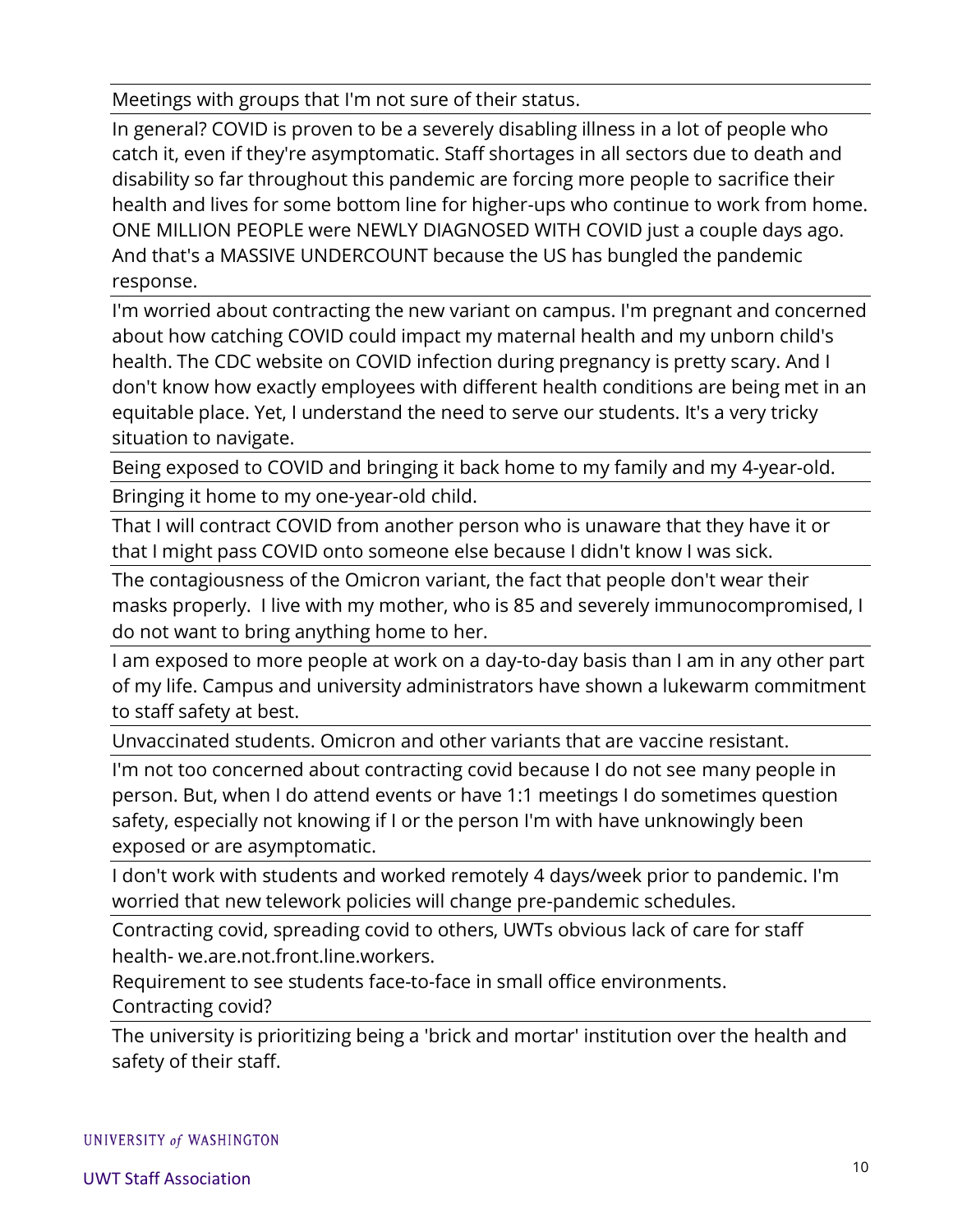| |
|---|
| Meetings with groups that I'm not sure of their status. |
| In general? COVID is proven to be a severely disabling illness in a lot of people who catch it, even if they're asymptomatic. Staff shortages in all sectors due to death and disability so far throughout this pandemic are forcing more people to sacrifice their health and lives for some bottom line for higher-ups who continue to work from home. ONE MILLION PEOPLE were NEWLY DIAGNOSED WITH COVID just a couple days ago. And that's a MASSIVE UNDERCOUNT because the US has bungled the pandemic response. |
| I'm worried about contracting the new variant on campus. I'm pregnant and concerned about how catching COVID could impact my maternal health and my unborn child's health. The CDC website on COVID infection during pregnancy is pretty scary. And I don't know how exactly employees with different health conditions are being met in an equitable place. Yet, I understand the need to serve our students. It's a very tricky situation to navigate. |
| Being exposed to COVID and bringing it back home to my family and my 4-year-old. |
| Bringing it home to my one-year-old child. |
| That I will contract COVID from another person who is unaware that they have it or that I might pass COVID onto someone else because I didn't know I was sick. |
| The contagiousness of the Omicron variant, the fact that people don't wear their masks properly. I live with my mother, who is 85 and severely immunocompromised, I do not want to bring anything home to her. |
| I am exposed to more people at work on a day-to-day basis than I am in any other part of my life. Campus and university administrators have shown a lukewarm commitment to staff safety at best. |
| Unvaccinated students. Omicron and other variants that are vaccine resistant. |
| I'm not too concerned about contracting covid because I do not see many people in person. But, when I do attend events or have 1:1 meetings I do sometimes question safety, especially not knowing if I or the person I'm with have unknowingly been exposed or are asymptomatic. |
| I don't work with students and worked remotely 4 days/week prior to pandemic. I'm worried that new telework policies will change pre-pandemic schedules. |
| Contracting covid, spreading covid to others, UWTs obvious lack of care for staff health- we.are.not.front.line.workers. Requirement to see students face-to-face in small office environments. Contracting covid? |
| The university is prioritizing being a 'brick and mortar' institution over the health and safety of their staff. |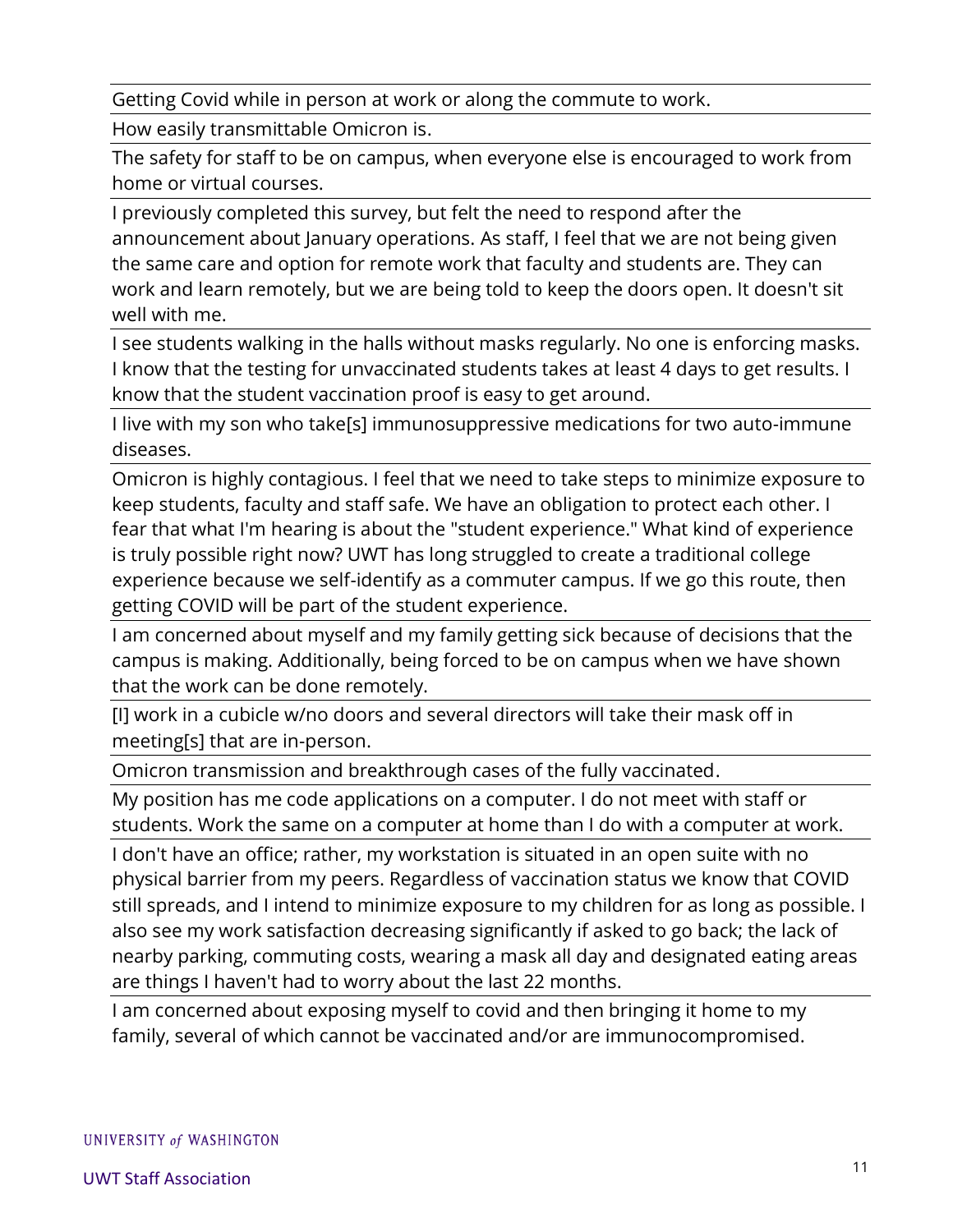| |
|---|
| Getting Covid while in person at work or along the commute to work. |
| How easily transmittable Omicron is. |
| The safety for staff to be on campus, when everyone else is encouraged to work from home or virtual courses. |
| I previously completed this survey, but felt the need to respond after the announcement about January operations. As staff, I feel that we are not being given the same care and option for remote work that faculty and students are. They can work and learn remotely, but we are being told to keep the doors open. It doesn't sit well with me. |
| I see students walking in the halls without masks regularly. No one is enforcing masks. I know that the testing for unvaccinated students takes at least 4 days to get results. I know that the student vaccination proof is easy to get around. |
| I live with my son who take[s] immunosuppressive medications for two auto-immune diseases. |
| Omicron is highly contagious. I feel that we need to take steps to minimize exposure to keep students, faculty and staff safe. We have an obligation to protect each other. I fear that what I'm hearing is about the "student experience." What kind of experience is truly possible right now? UWT has long struggled to create a traditional college experience because we self-identify as a commuter campus. If we go this route, then getting COVID will be part of the student experience. |
| I am concerned about myself and my family getting sick because of decisions that the campus is making. Additionally, being forced to be on campus when we have shown that the work can be done remotely. |
| [I] work in a cubicle w/no doors and several directors will take their mask off in meeting[s] that are in-person. |
| Omicron transmission and breakthrough cases of the fully vaccinated. |
| My position has me code applications on a computer. I do not meet with staff or students. Work the same on a computer at home than I do with a computer at work. |
| I don't have an office; rather, my workstation is situated in an open suite with no physical barrier from my peers. Regardless of vaccination status we know that COVID still spreads, and I intend to minimize exposure to my children for as long as possible. I also see my work satisfaction decreasing significantly if asked to go back; the lack of nearby parking, commuting costs, wearing a mask all day and designated eating areas are things I haven't had to worry about the last 22 months. |
| I am concerned about exposing myself to covid and then bringing it home to my family, several of which cannot be vaccinated and/or are immunocompromised. |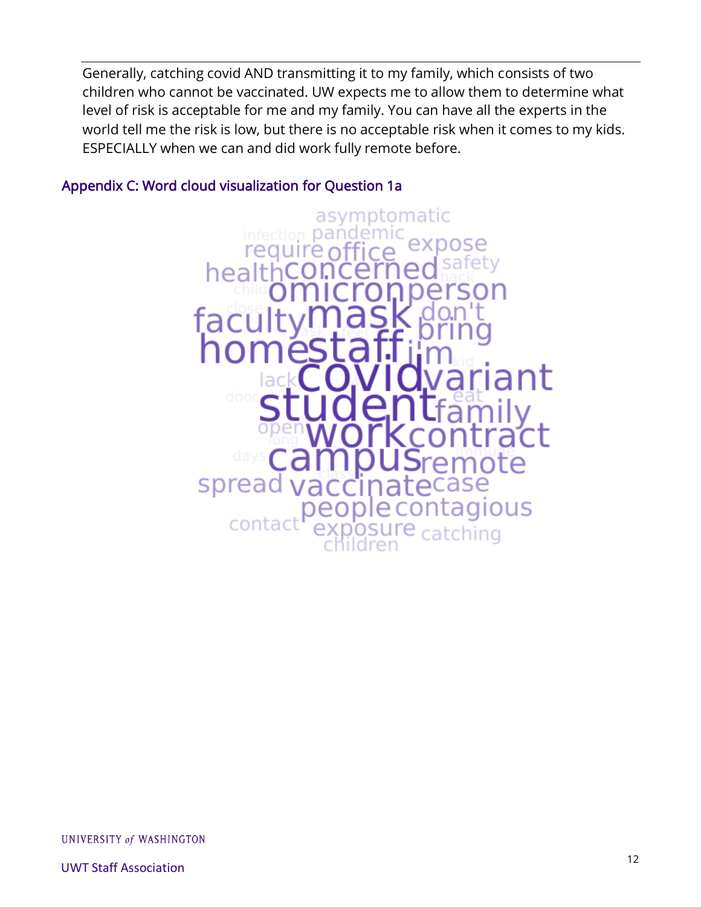Generally, catching covid AND transmitting it to my family, which consists of two children who cannot be vaccinated. UW expects me to allow them to determine what level of risk is acceptable for me and my family. You can have all the experts in the world tell me the risk is low, but there is no acceptable risk when it comes to my kids. ESPECIALLY when we can and did work fully remote before.

## Appendix C: Word cloud visualization for Question 1a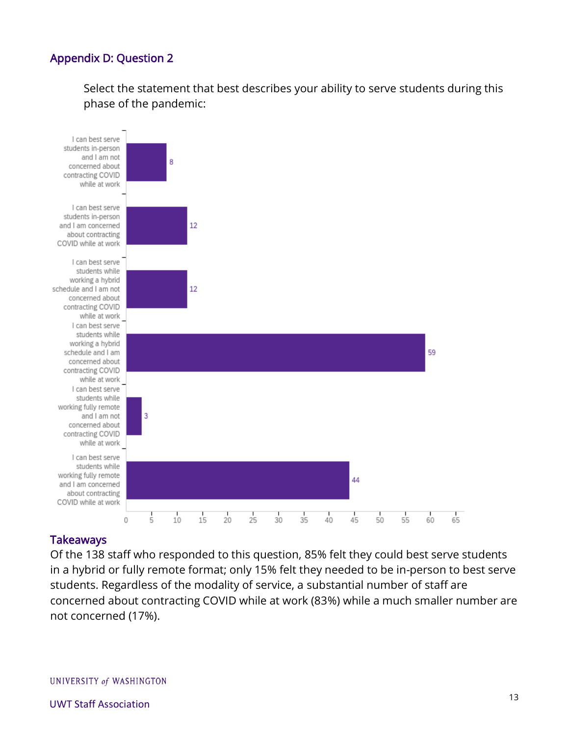## Appendix D: Question 2

Select the statement that best describes your ability to serve students during this phase of the pandemic:

| Statement | Count |
| --- | --- |
| I can best serve students in-person and I am not concerned about contracting COVID while at work | 8 |
| I can best serve students in-person and I am concerned about contracting COVID while at work | 12 |
| I can best serve students while working a hybrid schedule and I am not concerned about contracting COVID while at work | 12 |
| I can best serve students while working a hybrid schedule and I am concerned about contracting COVID while at work | 59 |
| I can best serve students while working fully remote and I am not concerned about contracting COVID while at work | 3 |
| I can best serve students while working fully remote and I am concerned about contracting COVID while at work | 44 |

### Takeaways

Of the 138 staff who responded to this question, 85% felt they could best serve students in a hybrid or fully remote format; only 15% felt they needed to be in-person to best serve students. Regardless of the modality of service, a substantial number of staff are concerned about contracting COVID while at work (83%) while a much smaller number are not concerned (17%).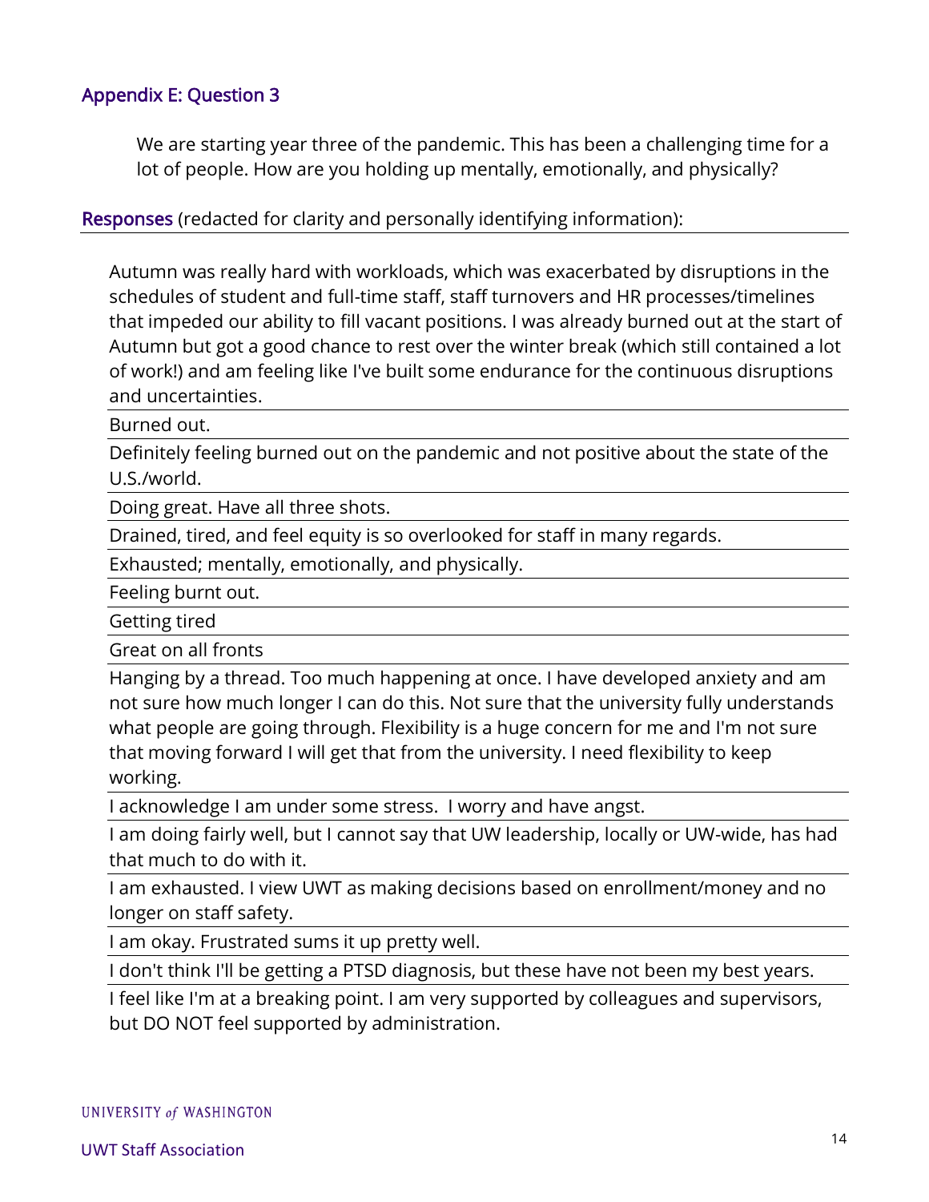## Appendix E: Question 3

We are starting year three of the pandemic. This has been a challenging time for a lot of people. How are you holding up mentally, emotionally, and physically?

**Responses** (redacted for clarity and personally identifying information):

Autumn was really hard with workloads, which was exacerbated by disruptions in the schedules of student and full-time staff, staff turnovers and HR processes/timelines that impeded our ability to fill vacant positions. I was already burned out at the start of Autumn but got a good chance to rest over the winter break (which still contained a lot of work!) and am feeling like I've built some endurance for the continuous disruptions and uncertainties.

Burned out.

Definitely feeling burned out on the pandemic and not positive about the state of the U.S./world.

Doing great. Have all three shots.

Drained, tired, and feel equity is so overlooked for staff in many regards.

Exhausted; mentally, emotionally, and physically.

Feeling burnt out.

Getting tired

Great on all fronts

Hanging by a thread. Too much happening at once. I have developed anxiety and am not sure how much longer I can do this. Not sure that the university fully understands what people are going through. Flexibility is a huge concern for me and I'm not sure that moving forward I will get that from the university. I need flexibility to keep working.

I acknowledge I am under some stress. I worry and have angst.

I am doing fairly well, but I cannot say that UW leadership, locally or UW-wide, has had that much to do with it.

I am exhausted. I view UWT as making decisions based on enrollment/money and no longer on staff safety.

I am okay. Frustrated sums it up pretty well.

I don't think I'll be getting a PTSD diagnosis, but these have not been my best years.

I feel like I'm at a breaking point. I am very supported by colleagues and supervisors, but DO NOT feel supported by administration.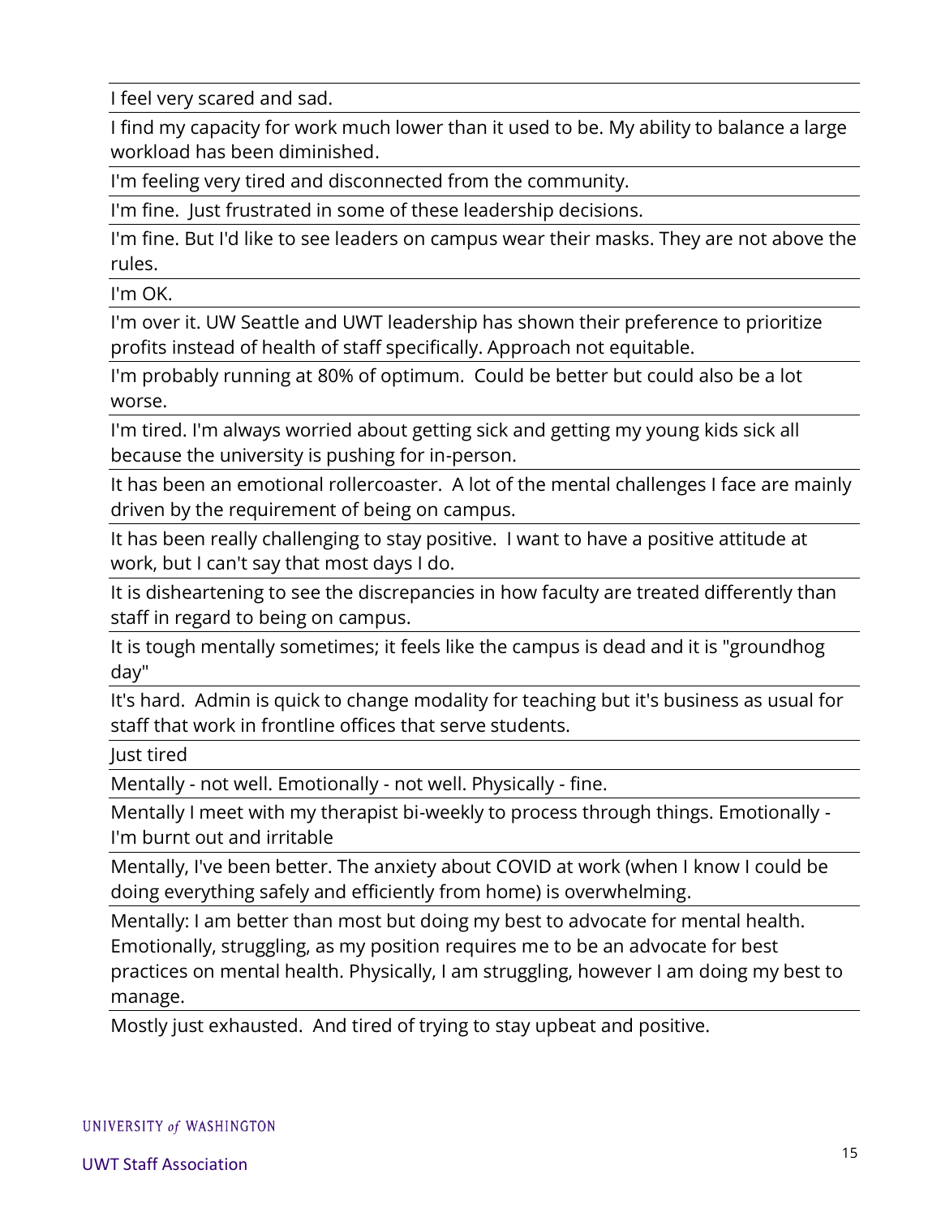| |
|---|
| I feel very scared and sad. |
| I find my capacity for work much lower than it used to be. My ability to balance a large workload has been diminished. |
| I'm feeling very tired and disconnected from the community. |
| I'm fine.  Just frustrated in some of these leadership decisions. |
| I'm fine. But I'd like to see leaders on campus wear their masks. They are not above the rules. |
| I'm OK. |
| I'm over it. UW Seattle and UWT leadership has shown their preference to prioritize profits instead of health of staff specifically. Approach not equitable. |
| I'm probably running at 80% of optimum.  Could be better but could also be a lot worse. |
| I'm tired. I'm always worried about getting sick and getting my young kids sick all because the university is pushing for in-person. |
| It has been an emotional rollercoaster.  A lot of the mental challenges I face are mainly driven by the requirement of being on campus. |
| It has been really challenging to stay positive.  I want to have a positive attitude at work, but I can't say that most days I do. |
| It is disheartening to see the discrepancies in how faculty are treated differently than staff in regard to being on campus. |
| It is tough mentally sometimes; it feels like the campus is dead and it is "groundhog day" |
| It's hard.  Admin is quick to change modality for teaching but it's business as usual for staff that work in frontline offices that serve students. |
| Just tired |
| Mentally - not well. Emotionally - not well. Physically - fine. |
| Mentally I meet with my therapist bi-weekly to process through things. Emotionally - I'm burnt out and irritable |
| Mentally, I've been better. The anxiety about COVID at work (when I know I could be doing everything safely and efficiently from home) is overwhelming. |
| Mentally: I am better than most but doing my best to advocate for mental health. Emotionally, struggling, as my position requires me to be an advocate for best practices on mental health. Physically, I am struggling, however I am doing my best to manage. |
| Mostly just exhausted.  And tired of trying to stay upbeat and positive. |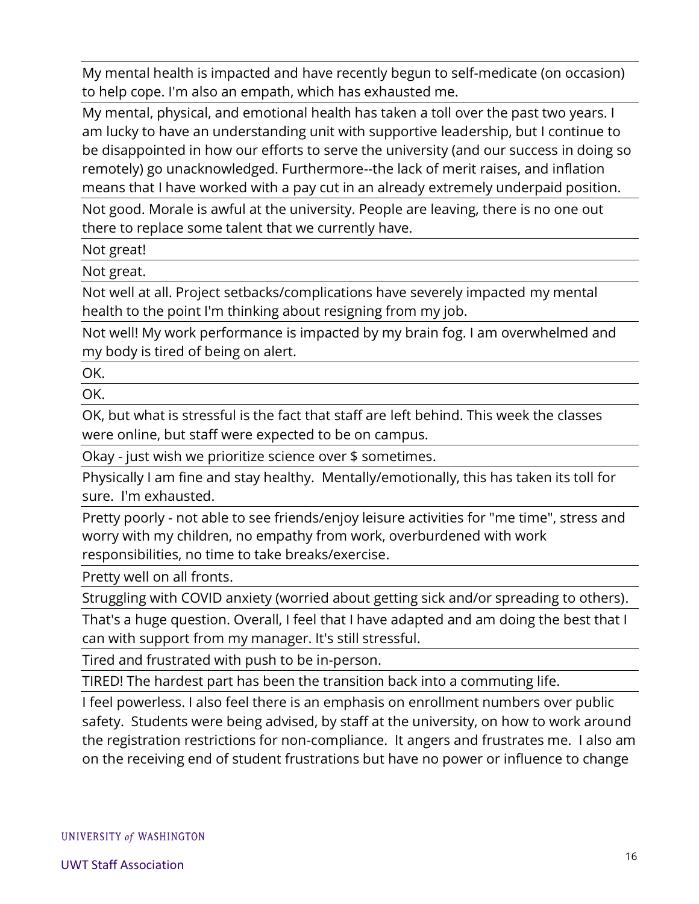| |
|---|
| My mental health is impacted and have recently begun to self-medicate (on occasion) to help cope. I'm also an empath, which has exhausted me. |
| My mental, physical, and emotional health has taken a toll over the past two years. I am lucky to have an understanding unit with supportive leadership, but I continue to be disappointed in how our efforts to serve the university (and our success in doing so remotely) go unacknowledged. Furthermore--the lack of merit raises, and inflation means that I have worked with a pay cut in an already extremely underpaid position. |
| Not good. Morale is awful at the university. People are leaving, there is no one out there to replace some talent that we currently have. |
| Not great! |
| Not great. |
| Not well at all. Project setbacks/complications have severely impacted my mental health to the point I'm thinking about resigning from my job. |
| Not well! My work performance is impacted by my brain fog. I am overwhelmed and my body is tired of being on alert. |
| OK. |
| OK. |
| OK, but what is stressful is the fact that staff are left behind. This week the classes were online, but staff were expected to be on campus. |
| Okay - just wish we prioritize science over $ sometimes. |
| Physically I am fine and stay healthy. Mentally/emotionally, this has taken its toll for sure. I'm exhausted. |
| Pretty poorly - not able to see friends/enjoy leisure activities for "me time", stress and worry with my children, no empathy from work, overburdened with work responsibilities, no time to take breaks/exercise. |
| Pretty well on all fronts. |
| Struggling with COVID anxiety (worried about getting sick and/or spreading to others). |
| That's a huge question. Overall, I feel that I have adapted and am doing the best that I can with support from my manager. It's still stressful. |
| Tired and frustrated with push to be in-person. |
| TIRED! The hardest part has been the transition back into a commuting life. |
| I feel powerless. I also feel there is an emphasis on enrollment numbers over public safety. Students were being advised, by staff at the university, on how to work around the registration restrictions for non-compliance. It angers and frustrates me. I also am on the receiving end of student frustrations but have no power or influence to change |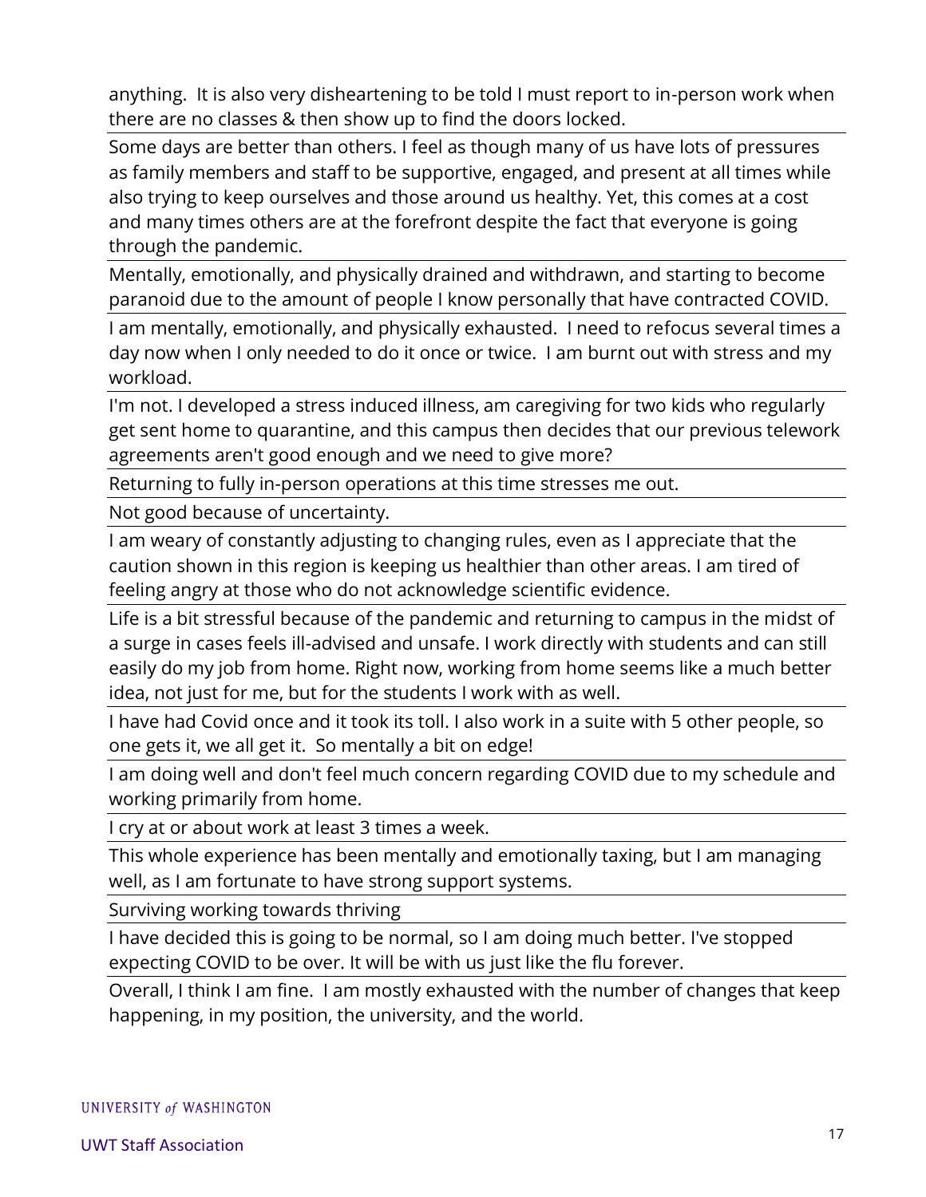anything. It is also very disheartening to be told I must report to in-person work when there are no classes & then show up to find the doors locked.

Some days are better than others. I feel as though many of us have lots of pressures as family members and staff to be supportive, engaged, and present at all times while also trying to keep ourselves and those around us healthy. Yet, this comes at a cost and many times others are at the forefront despite the fact that everyone is going through the pandemic.

Mentally, emotionally, and physically drained and withdrawn, and starting to become paranoid due to the amount of people I know personally that have contracted COVID.

I am mentally, emotionally, and physically exhausted. I need to refocus several times a day now when I only needed to do it once or twice. I am burnt out with stress and my workload.

I'm not. I developed a stress induced illness, am caregiving for two kids who regularly get sent home to quarantine, and this campus then decides that our previous telework agreements aren't good enough and we need to give more?

Returning to fully in-person operations at this time stresses me out.

Not good because of uncertainty.

I am weary of constantly adjusting to changing rules, even as I appreciate that the caution shown in this region is keeping us healthier than other areas. I am tired of feeling angry at those who do not acknowledge scientific evidence.

Life is a bit stressful because of the pandemic and returning to campus in the midst of a surge in cases feels ill-advised and unsafe. I work directly with students and can still easily do my job from home. Right now, working from home seems like a much better idea, not just for me, but for the students I work with as well.

I have had Covid once and it took its toll. I also work in a suite with 5 other people, so one gets it, we all get it. So mentally a bit on edge!

I am doing well and don't feel much concern regarding COVID due to my schedule and working primarily from home.

I cry at or about work at least 3 times a week.

This whole experience has been mentally and emotionally taxing, but I am managing well, as I am fortunate to have strong support systems.

Surviving working towards thriving

I have decided this is going to be normal, so I am doing much better. I've stopped expecting COVID to be over. It will be with us just like the flu forever.

Overall, I think I am fine. I am mostly exhausted with the number of changes that keep happening, in my position, the university, and the world.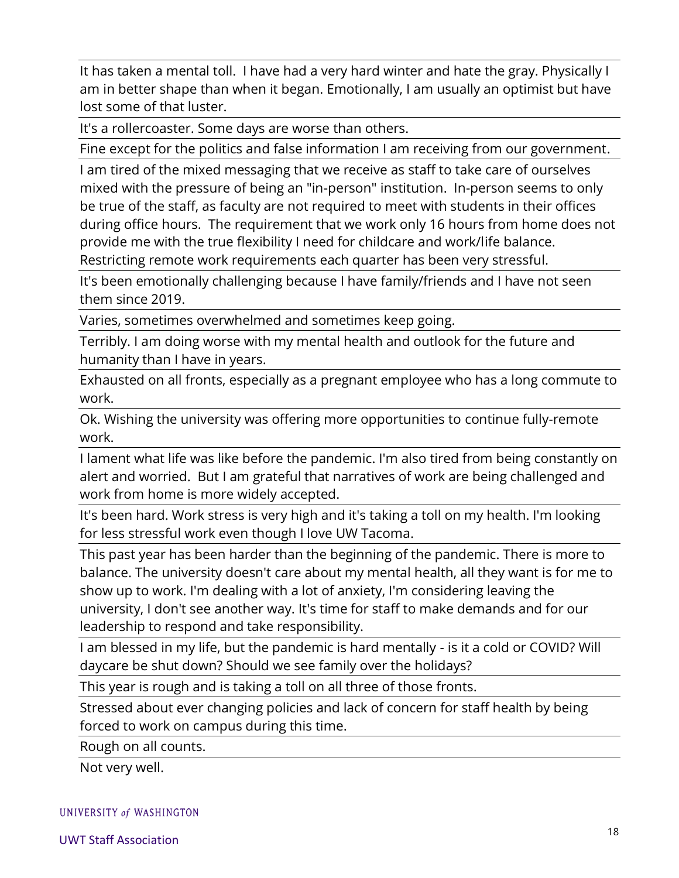| |
|---|
| It has taken a mental toll. I have had a very hard winter and hate the gray. Physically I am in better shape than when it began. Emotionally, I am usually an optimist but have lost some of that luster. |
| It's a rollercoaster. Some days are worse than others. |
| Fine except for the politics and false information I am receiving from our government. |
| I am tired of the mixed messaging that we receive as staff to take care of ourselves mixed with the pressure of being an "in-person" institution. In-person seems to only be true of the staff, as faculty are not required to meet with students in their offices during office hours. The requirement that we work only 16 hours from home does not provide me with the true flexibility I need for childcare and work/life balance. Restricting remote work requirements each quarter has been very stressful. |
| It's been emotionally challenging because I have family/friends and I have not seen them since 2019. |
| Varies, sometimes overwhelmed and sometimes keep going. |
| Terribly. I am doing worse with my mental health and outlook for the future and humanity than I have in years. |
| Exhausted on all fronts, especially as a pregnant employee who has a long commute to work. |
| Ok. Wishing the university was offering more opportunities to continue fully-remote work. |
| I lament what life was like before the pandemic. I'm also tired from being constantly on alert and worried. But I am grateful that narratives of work are being challenged and work from home is more widely accepted. |
| It's been hard. Work stress is very high and it's taking a toll on my health. I'm looking for less stressful work even though I love UW Tacoma. |
| This past year has been harder than the beginning of the pandemic. There is more to balance. The university doesn't care about my mental health, all they want is for me to show up to work. I'm dealing with a lot of anxiety, I'm considering leaving the university, I don't see another way. It's time for staff to make demands and for our leadership to respond and take responsibility. |
| I am blessed in my life, but the pandemic is hard mentally - is it a cold or COVID? Will daycare be shut down? Should we see family over the holidays? |
| This year is rough and is taking a toll on all three of those fronts. |
| Stressed about ever changing policies and lack of concern for staff health by being forced to work on campus during this time. |
| Rough on all counts. |
| Not very well. |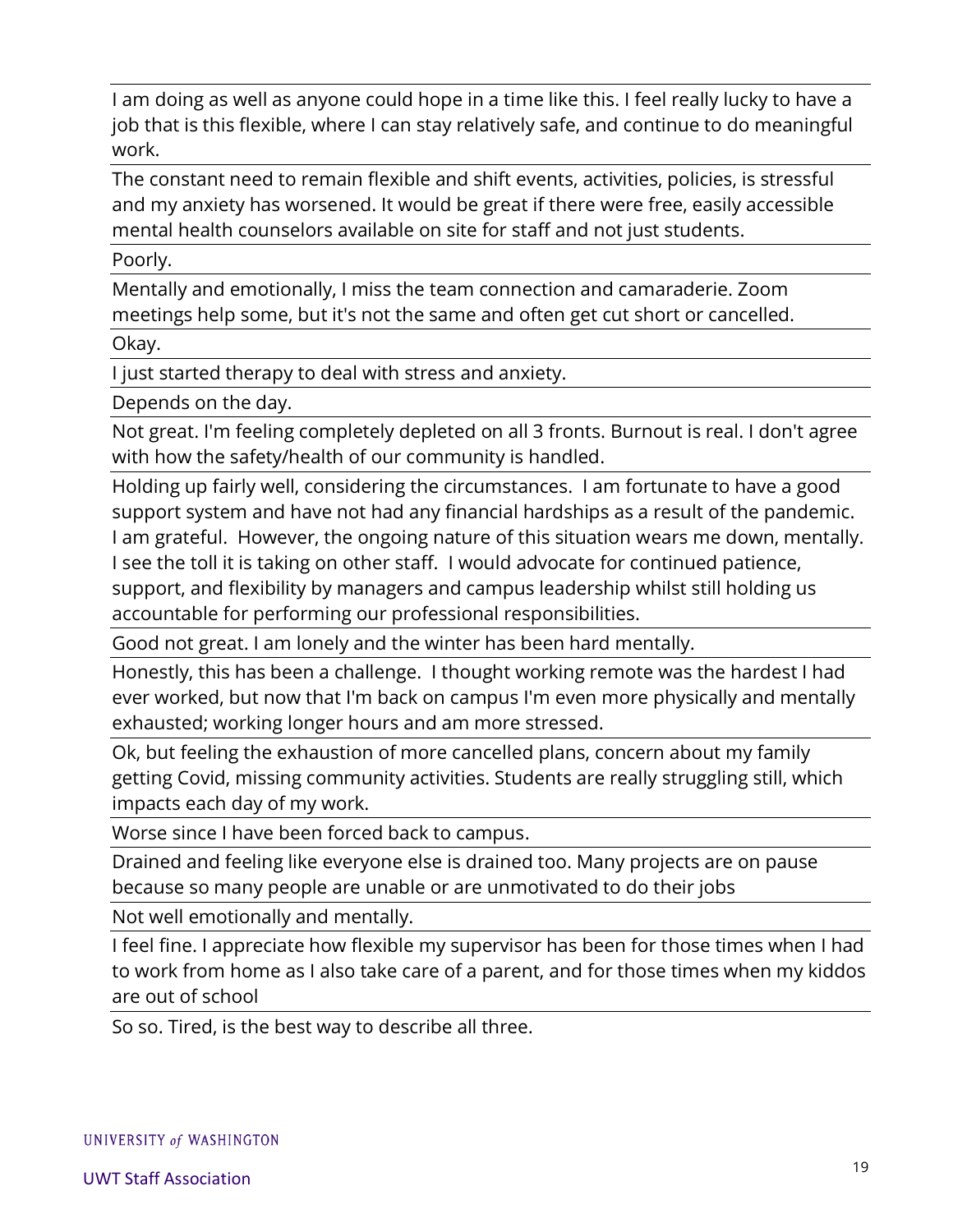| |
|---|
| I am doing as well as anyone could hope in a time like this. I feel really lucky to have a job that is this flexible, where I can stay relatively safe, and continue to do meaningful work. |
| The constant need to remain flexible and shift events, activities, policies, is stressful and my anxiety has worsened. It would be great if there were free, easily accessible mental health counselors available on site for staff and not just students. |
| Poorly. |
| Mentally and emotionally, I miss the team connection and camaraderie. Zoom meetings help some, but it's not the same and often get cut short or cancelled. |
| Okay. |
| I just started therapy to deal with stress and anxiety. |
| Depends on the day. |
| Not great. I'm feeling completely depleted on all 3 fronts. Burnout is real. I don't agree with how the safety/health of our community is handled. |
| Holding up fairly well, considering the circumstances. I am fortunate to have a good support system and have not had any financial hardships as a result of the pandemic. I am grateful. However, the ongoing nature of this situation wears me down, mentally. I see the toll it is taking on other staff. I would advocate for continued patience, support, and flexibility by managers and campus leadership whilst still holding us accountable for performing our professional responsibilities. |
| Good not great. I am lonely and the winter has been hard mentally. |
| Honestly, this has been a challenge. I thought working remote was the hardest I had ever worked, but now that I'm back on campus I'm even more physically and mentally exhausted; working longer hours and am more stressed. |
| Ok, but feeling the exhaustion of more cancelled plans, concern about my family getting Covid, missing community activities. Students are really struggling still, which impacts each day of my work. |
| Worse since I have been forced back to campus. |
| Drained and feeling like everyone else is drained too. Many projects are on pause because so many people are unable or are unmotivated to do their jobs |
| Not well emotionally and mentally. |
| I feel fine. I appreciate how flexible my supervisor has been for those times when I had to work from home as I also take care of a parent, and for those times when my kiddos are out of school |
| So so. Tired, is the best way to describe all three. |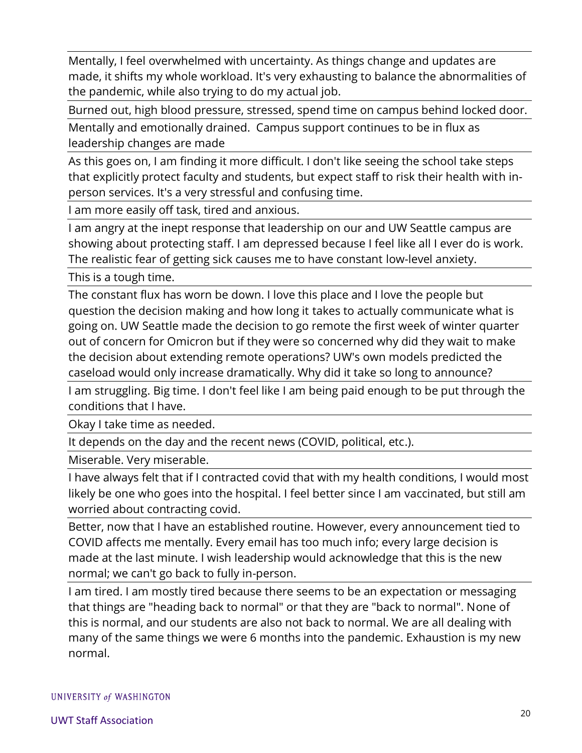| |
|---|
| Mentally, I feel overwhelmed with uncertainty. As things change and updates are made, it shifts my whole workload. It's very exhausting to balance the abnormalities of the pandemic, while also trying to do my actual job. |
| Burned out, high blood pressure, stressed, spend time on campus behind locked door. |
| Mentally and emotionally drained. Campus support continues to be in flux as leadership changes are made |
| As this goes on, I am finding it more difficult. I don't like seeing the school take steps that explicitly protect faculty and students, but expect staff to risk their health with in-person services. It's a very stressful and confusing time. |
| I am more easily off task, tired and anxious. |
| I am angry at the inept response that leadership on our and UW Seattle campus are showing about protecting staff. I am depressed because I feel like all I ever do is work. The realistic fear of getting sick causes me to have constant low-level anxiety. |
| This is a tough time. |
| The constant flux has worn be down. I love this place and I love the people but question the decision making and how long it takes to actually communicate what is going on. UW Seattle made the decision to go remote the first week of winter quarter out of concern for Omicron but if they were so concerned why did they wait to make the decision about extending remote operations? UW's own models predicted the caseload would only increase dramatically. Why did it take so long to announce? |
| I am struggling. Big time. I don't feel like I am being paid enough to be put through the conditions that I have. |
| Okay I take time as needed. |
| It depends on the day and the recent news (COVID, political, etc.). |
| Miserable. Very miserable. |
| I have always felt that if I contracted covid that with my health conditions, I would most likely be one who goes into the hospital. I feel better since I am vaccinated, but still am worried about contracting covid. |
| Better, now that I have an established routine. However, every announcement tied to COVID affects me mentally. Every email has too much info; every large decision is made at the last minute. I wish leadership would acknowledge that this is the new normal; we can't go back to fully in-person. |
| I am tired. I am mostly tired because there seems to be an expectation or messaging that things are "heading back to normal" or that they are "back to normal". None of this is normal, and our students are also not back to normal. We are all dealing with many of the same things we were 6 months into the pandemic. Exhaustion is my new normal. |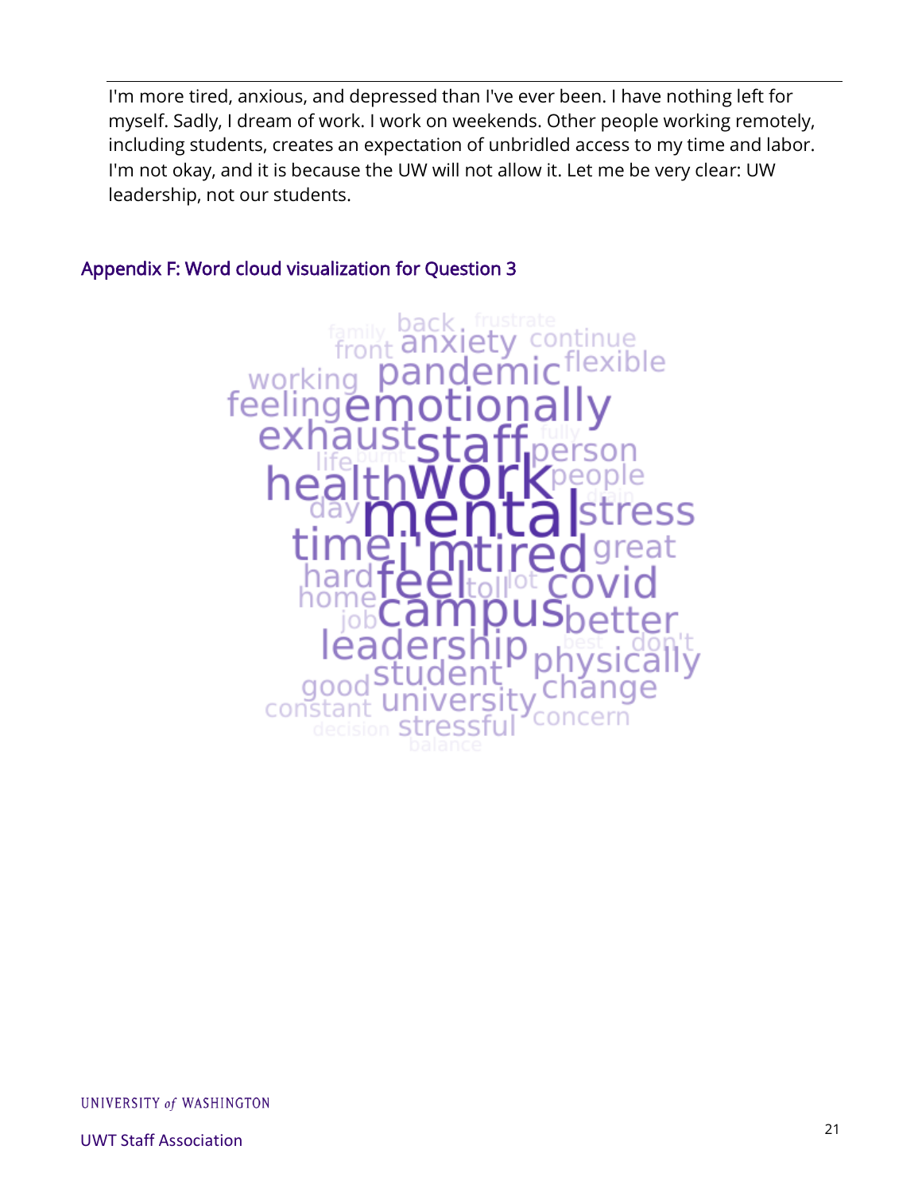I'm more tired, anxious, and depressed than I've ever been. I have nothing left for myself. Sadly, I dream of work. I work on weekends. Other people working remotely, including students, creates an expectation of unbridled access to my time and labor. I'm not okay, and it is because the UW will not allow it. Let me be very clear: UW leadership, not our students.

## Appendix F: Word cloud visualization for Question 3

family back frustrate front anxiety continue working pandemic flexible feeling emotionally exhaust staff fully person life burnt health work people day mental drain stress time i'm tired great hard feel toll lot covid home job campus better leadership best don't student physically good change constant university concern decision stressful balance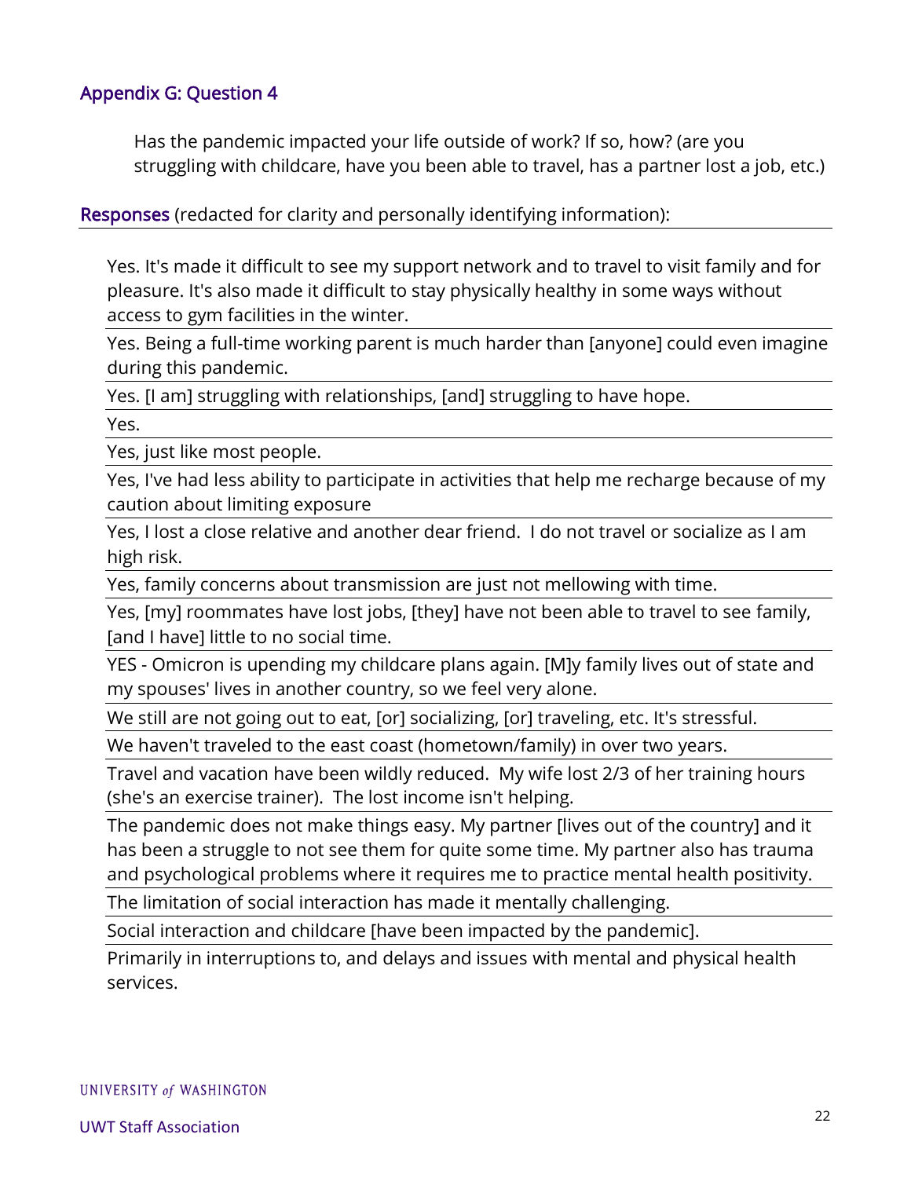## Appendix G: Question 4

> Has the pandemic impacted your life outside of work? If so, how? (are you struggling with childcare, have you been able to travel, has a partner lost a job, etc.)

**Responses** (redacted for clarity and personally identifying information):

| |
|---|
| Yes. It's made it difficult to see my support network and to travel to visit family and for pleasure. It's also made it difficult to stay physically healthy in some ways without access to gym facilities in the winter. |
| Yes. Being a full-time working parent is much harder than [anyone] could even imagine during this pandemic. |
| Yes. [I am] struggling with relationships, [and] struggling to have hope. |
| Yes. |
| Yes, just like most people. |
| Yes, I've had less ability to participate in activities that help me recharge because of my caution about limiting exposure |
| Yes, I lost a close relative and another dear friend. I do not travel or socialize as I am high risk. |
| Yes, family concerns about transmission are just not mellowing with time. |
| Yes, [my] roommates have lost jobs, [they] have not been able to travel to see family, [and I have] little to no social time. |
| YES - Omicron is upending my childcare plans again. [M]y family lives out of state and my spouses' lives in another country, so we feel very alone. |
| We still are not going out to eat, [or] socializing, [or] traveling, etc. It's stressful. |
| We haven't traveled to the east coast (hometown/family) in over two years. |
| Travel and vacation have been wildly reduced. My wife lost 2/3 of her training hours (she's an exercise trainer). The lost income isn't helping. |
| The pandemic does not make things easy. My partner [lives out of the country] and it has been a struggle to not see them for quite some time. My partner also has trauma and psychological problems where it requires me to practice mental health positivity. |
| The limitation of social interaction has made it mentally challenging. |
| Social interaction and childcare [have been impacted by the pandemic]. |
| Primarily in interruptions to, and delays and issues with mental and physical health services. |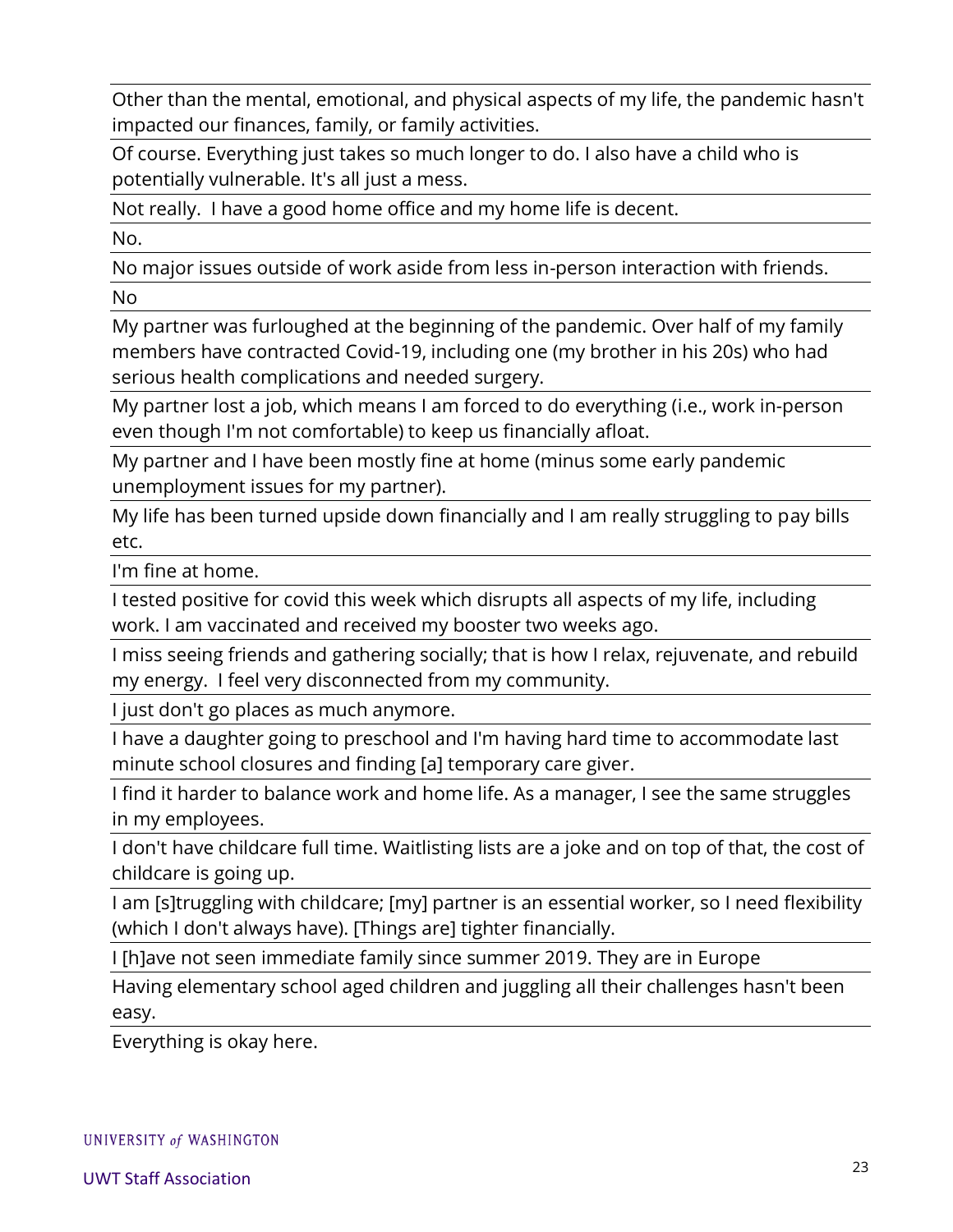| |
|---|
| Other than the mental, emotional, and physical aspects of my life, the pandemic hasn't impacted our finances, family, or family activities. |
| Of course. Everything just takes so much longer to do. I also have a child who is potentially vulnerable. It's all just a mess. |
| Not really.  I have a good home office and my home life is decent. |
| No. |
| No major issues outside of work aside from less in-person interaction with friends. |
| No |
| My partner was furloughed at the beginning of the pandemic. Over half of my family members have contracted Covid-19, including one (my brother in his 20s) who had serious health complications and needed surgery. |
| My partner lost a job, which means I am forced to do everything (i.e., work in-person even though I'm not comfortable) to keep us financially afloat. |
| My partner and I have been mostly fine at home (minus some early pandemic unemployment issues for my partner). |
| My life has been turned upside down financially and I am really struggling to pay bills etc. |
| I'm fine at home. |
| I tested positive for covid this week which disrupts all aspects of my life, including work. I am vaccinated and received my booster two weeks ago. |
| I miss seeing friends and gathering socially; that is how I relax, rejuvenate, and rebuild my energy.  I feel very disconnected from my community. |
| I just don't go places as much anymore. |
| I have a daughter going to preschool and I'm having hard time to accommodate last minute school closures and finding [a] temporary care giver. |
| I find it harder to balance work and home life. As a manager, I see the same struggles in my employees. |
| I don't have childcare full time. Waitlisting lists are a joke and on top of that, the cost of childcare is going up. |
| I am [s]truggling with childcare; [my] partner is an essential worker, so I need flexibility (which I don't always have). [Things are] tighter financially. |
| I [h]ave not seen immediate family since summer 2019. They are in Europe |
| Having elementary school aged children and juggling all their challenges hasn't been easy. |
| Everything is okay here. |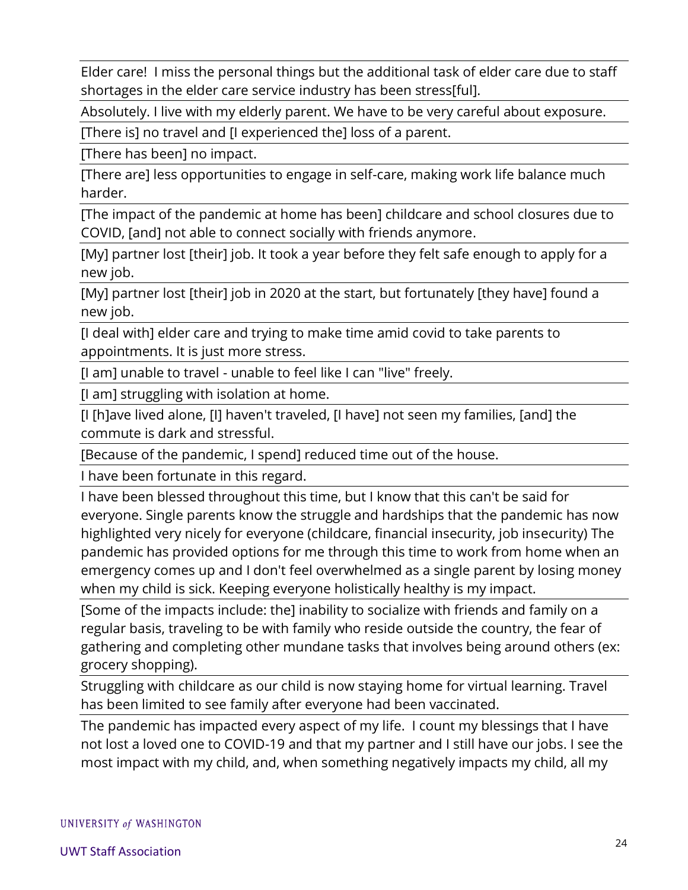| |
|---|
| Elder care! I miss the personal things but the additional task of elder care due to staff shortages in the elder care service industry has been stress[ful]. |
| Absolutely. I live with my elderly parent. We have to be very careful about exposure. |
| [There is] no travel and [I experienced the] loss of a parent. |
| [There has been] no impact. |
| [There are] less opportunities to engage in self-care, making work life balance much harder. |
| [The impact of the pandemic at home has been] childcare and school closures due to COVID, [and] not able to connect socially with friends anymore. |
| [My] partner lost [their] job. It took a year before they felt safe enough to apply for a new job. |
| [My] partner lost [their] job in 2020 at the start, but fortunately [they have] found a new job. |
| [I deal with] elder care and trying to make time amid covid to take parents to appointments. It is just more stress. |
| [I am] unable to travel - unable to feel like I can "live" freely. |
| [I am] struggling with isolation at home. |
| [I [h]ave lived alone, [I] haven't traveled, [I have] not seen my families, [and] the commute is dark and stressful. |
| [Because of the pandemic, I spend] reduced time out of the house. |
| I have been fortunate in this regard. |
| I have been blessed throughout this time, but I know that this can't be said for everyone. Single parents know the struggle and hardships that the pandemic has now highlighted very nicely for everyone (childcare, financial insecurity, job insecurity) The pandemic has provided options for me through this time to work from home when an emergency comes up and I don't feel overwhelmed as a single parent by losing money when my child is sick. Keeping everyone holistically healthy is my impact. |
| [Some of the impacts include: the] inability to socialize with friends and family on a regular basis, traveling to be with family who reside outside the country, the fear of gathering and completing other mundane tasks that involves being around others (ex: grocery shopping). |
| Struggling with childcare as our child is now staying home for virtual learning. Travel has been limited to see family after everyone had been vaccinated. |
| The pandemic has impacted every aspect of my life. I count my blessings that I have not lost a loved one to COVID-19 and that my partner and I still have our jobs. I see the most impact with my child, and, when something negatively impacts my child, all my |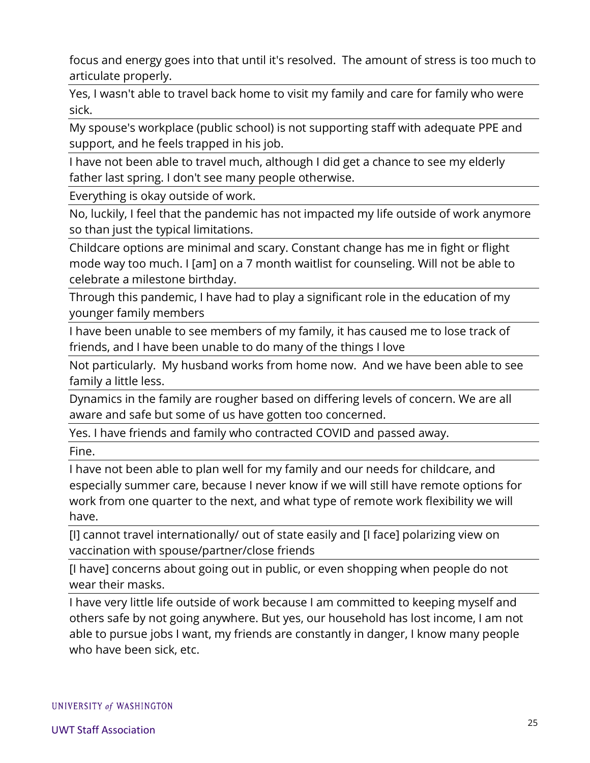focus and energy goes into that until it's resolved.  The amount of stress is too much to articulate properly.

---

Yes, I wasn't able to travel back home to visit my family and care for family who were sick.

---

My spouse's workplace (public school) is not supporting staff with adequate PPE and support, and he feels trapped in his job.

---

I have not been able to travel much, although I did get a chance to see my elderly father last spring. I don't see many people otherwise.

---

Everything is okay outside of work.

---

No, luckily, I feel that the pandemic has not impacted my life outside of work anymore so than just the typical limitations.

---

Childcare options are minimal and scary. Constant change has me in fight or flight mode way too much. I [am] on a 7 month waitlist for counseling. Will not be able to celebrate a milestone birthday.

---

Through this pandemic, I have had to play a significant role in the education of my younger family members

---

I have been unable to see members of my family, it has caused me to lose track of friends, and I have been unable to do many of the things I love

---

Not particularly.  My husband works from home now.  And we have been able to see family a little less.

---

Dynamics in the family are rougher based on differing levels of concern. We are all aware and safe but some of us have gotten too concerned.

---

Yes. I have friends and family who contracted COVID and passed away.

---

Fine.

---

I have not been able to plan well for my family and our needs for childcare, and especially summer care, because I never know if we will still have remote options for work from one quarter to the next, and what type of remote work flexibility we will have.

---

[I] cannot travel internationally/ out of state easily and [I face] polarizing view on vaccination with spouse/partner/close friends

---

[I have] concerns about going out in public, or even shopping when people do not wear their masks.

---

I have very little life outside of work because I am committed to keeping myself and others safe by not going anywhere. But yes, our household has lost income, I am not able to pursue jobs I want, my friends are constantly in danger, I know many people who have been sick, etc.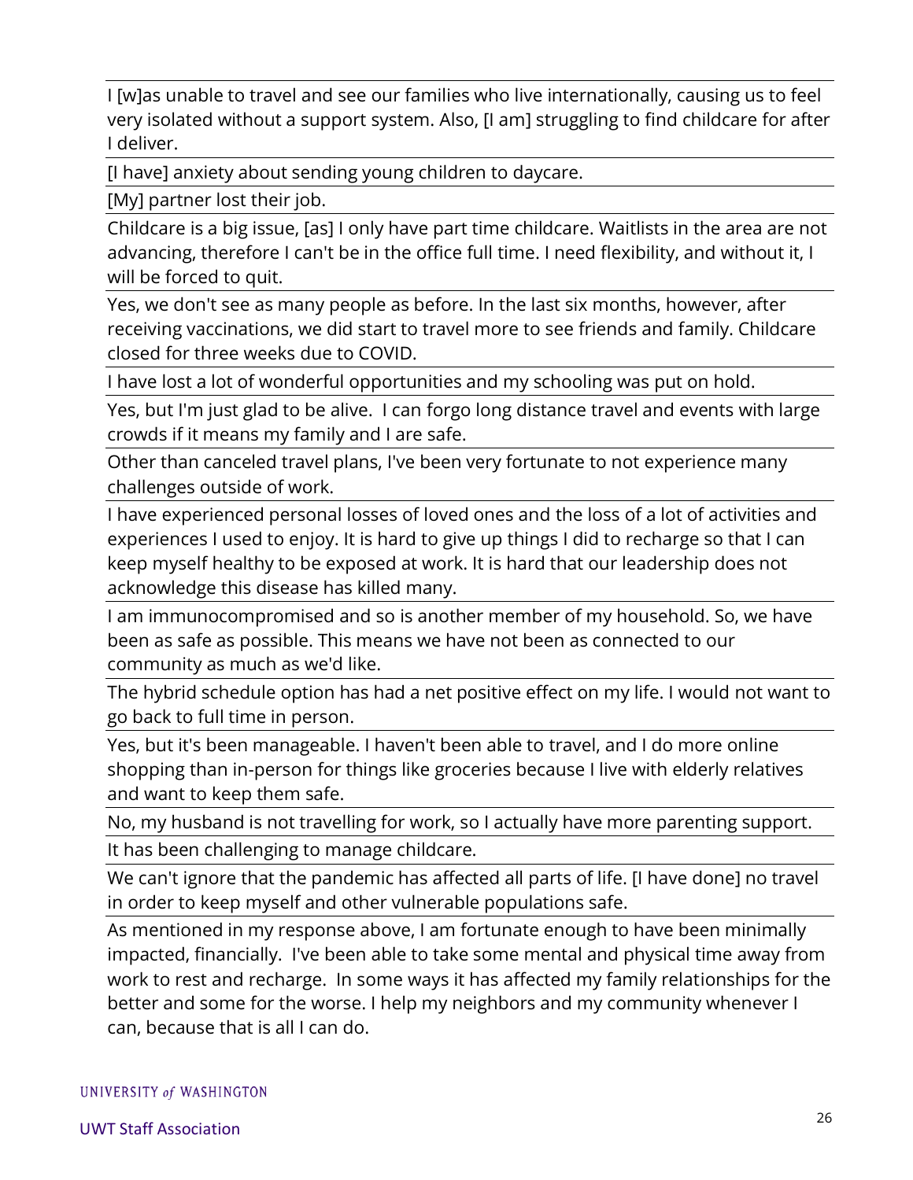| |
|---|
| I [w]as unable to travel and see our families who live internationally, causing us to feel very isolated without a support system. Also, [I am] struggling to find childcare for after I deliver. |
| [I have] anxiety about sending young children to daycare. |
| [My] partner lost their job. |
| Childcare is a big issue, [as] I only have part time childcare. Waitlists in the area are not advancing, therefore I can't be in the office full time. I need flexibility, and without it, I will be forced to quit. |
| Yes, we don't see as many people as before. In the last six months, however, after receiving vaccinations, we did start to travel more to see friends and family. Childcare closed for three weeks due to COVID. |
| I have lost a lot of wonderful opportunities and my schooling was put on hold. |
| Yes, but I'm just glad to be alive. I can forgo long distance travel and events with large crowds if it means my family and I are safe. |
| Other than canceled travel plans, I've been very fortunate to not experience many challenges outside of work. |
| I have experienced personal losses of loved ones and the loss of a lot of activities and experiences I used to enjoy. It is hard to give up things I did to recharge so that I can keep myself healthy to be exposed at work. It is hard that our leadership does not acknowledge this disease has killed many. |
| I am immunocompromised and so is another member of my household. So, we have been as safe as possible. This means we have not been as connected to our community as much as we'd like. |
| The hybrid schedule option has had a net positive effect on my life. I would not want to go back to full time in person. |
| Yes, but it's been manageable. I haven't been able to travel, and I do more online shopping than in-person for things like groceries because I live with elderly relatives and want to keep them safe. |
| No, my husband is not travelling for work, so I actually have more parenting support. |
| It has been challenging to manage childcare. |
| We can't ignore that the pandemic has affected all parts of life. [I have done] no travel in order to keep myself and other vulnerable populations safe. |
| As mentioned in my response above, I am fortunate enough to have been minimally impacted, financially. I've been able to take some mental and physical time away from work to rest and recharge. In some ways it has affected my family relationships for the better and some for the worse. I help my neighbors and my community whenever I can, because that is all I can do. |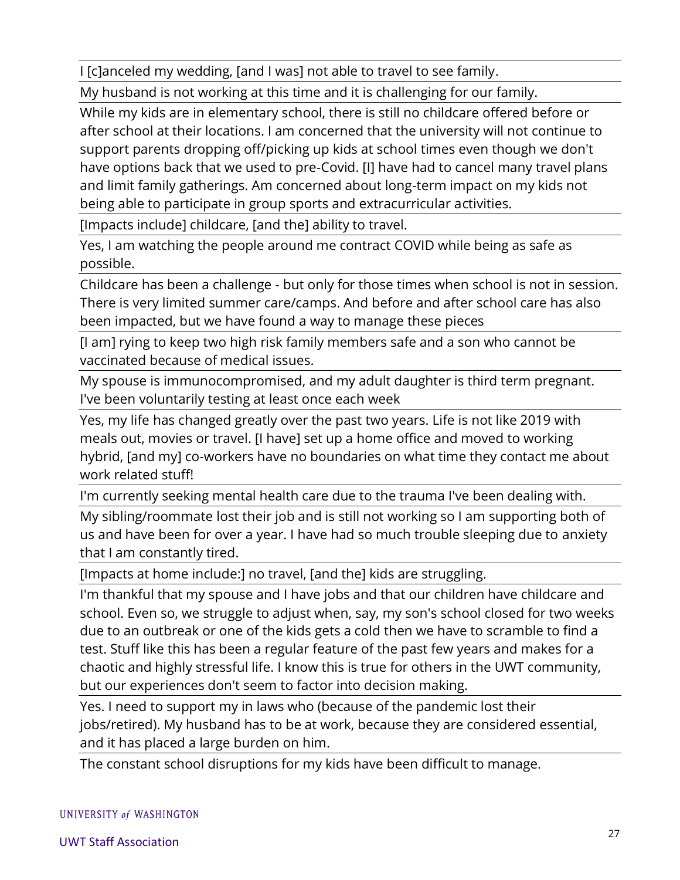| |
|---|
| I [c]anceled my wedding, [and I was] not able to travel to see family. |
| My husband is not working at this time and it is challenging for our family. |
| While my kids are in elementary school, there is still no childcare offered before or after school at their locations. I am concerned that the university will not continue to support parents dropping off/picking up kids at school times even though we don't have options back that we used to pre-Covid. [I] have had to cancel many travel plans and limit family gatherings. Am concerned about long-term impact on my kids not being able to participate in group sports and extracurricular activities. |
| [Impacts include] childcare, [and the] ability to travel. |
| Yes, I am watching the people around me contract COVID while being as safe as possible. |
| Childcare has been a challenge - but only for those times when school is not in session. There is very limited summer care/camps. And before and after school care has also been impacted, but we have found a way to manage these pieces |
| [I am] rying to keep two high risk family members safe and a son who cannot be vaccinated because of medical issues. |
| My spouse is immunocompromised, and my adult daughter is third term pregnant. I've been voluntarily testing at least once each week |
| Yes, my life has changed greatly over the past two years. Life is not like 2019 with meals out, movies or travel. [I have] set up a home office and moved to working hybrid, [and my] co-workers have no boundaries on what time they contact me about work related stuff! |
| I'm currently seeking mental health care due to the trauma I've been dealing with. |
| My sibling/roommate lost their job and is still not working so I am supporting both of us and have been for over a year. I have had so much trouble sleeping due to anxiety that I am constantly tired. |
| [Impacts at home include:] no travel, [and the] kids are struggling. |
| I'm thankful that my spouse and I have jobs and that our children have childcare and school. Even so, we struggle to adjust when, say, my son's school closed for two weeks due to an outbreak or one of the kids gets a cold then we have to scramble to find a test. Stuff like this has been a regular feature of the past few years and makes for a chaotic and highly stressful life. I know this is true for others in the UWT community, but our experiences don't seem to factor into decision making. |
| Yes. I need to support my in laws who (because of the pandemic lost their jobs/retired). My husband has to be at work, because they are considered essential, and it has placed a large burden on him. |
| The constant school disruptions for my kids have been difficult to manage. |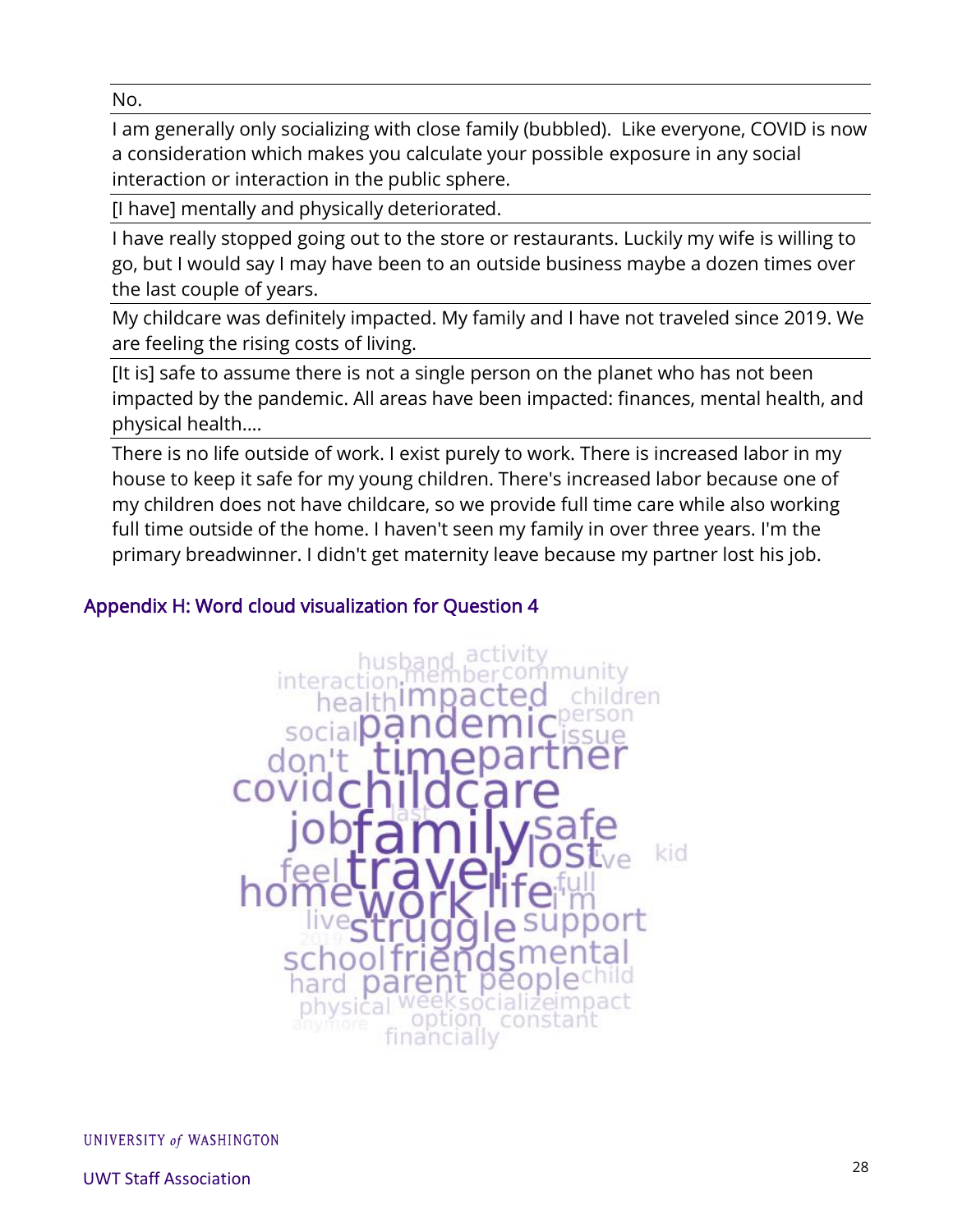| |
|---|
| No. |
| I am generally only socializing with close family (bubbled). Like everyone, COVID is now a consideration which makes you calculate your possible exposure in any social interaction or interaction in the public sphere. |
| [I have] mentally and physically deteriorated. |
| I have really stopped going out to the store or restaurants. Luckily my wife is willing to go, but I would say I may have been to an outside business maybe a dozen times over the last couple of years. |
| My childcare was definitely impacted. My family and I have not traveled since 2019. We are feeling the rising costs of living. |
| [It is] safe to assume there is not a single person on the planet who has not been impacted by the pandemic. All areas have been impacted: finances, mental health, and physical health…. |
| There is no life outside of work. I exist purely to work. There is increased labor in my house to keep it safe for my young children. There's increased labor because one of my children does not have childcare, so we provide full time care while also working full time outside of the home. I haven't seen my family in over three years. I'm the primary breadwinner. I didn't get maternity leave because my partner lost his job. |

## Appendix H: Word cloud visualization for Question 4

husband activity
interaction member community
health impacted children
social pandemic person
issue
don't time partner
covid childcare
last
job family safe
lost i've kid
feel travel full
home work life i'm
live struggle support
2019
school friends mental
hard parent people child
physical week socialize impact
anymore option constant
financially